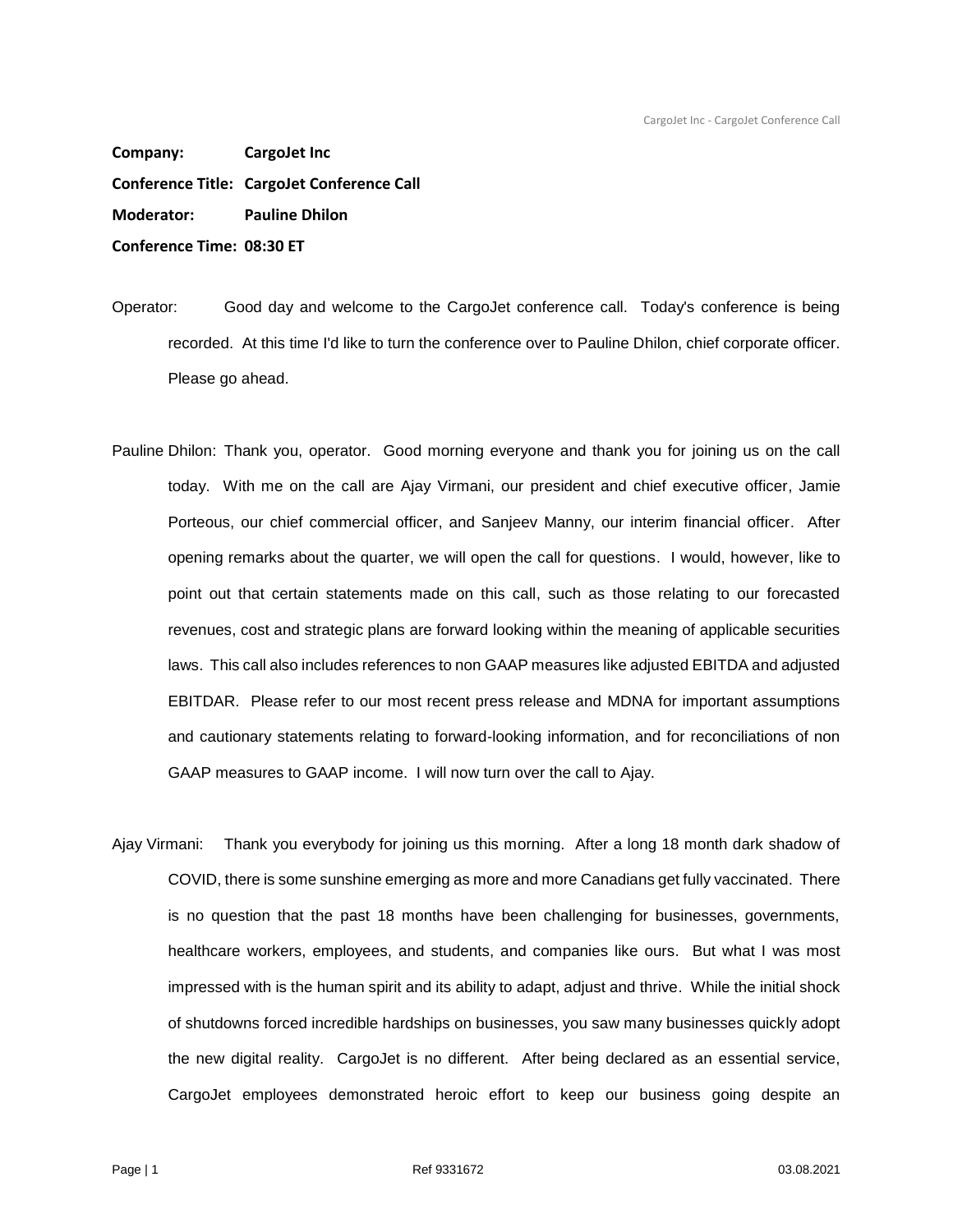**Company:** CargoJet Inc

**Conference Title:** CargoJet Conference Call

**Moderator:** Pauline Dhilon

**Conference Time:** 08:30 ET

Operator: Good day and welcome to the CargoJet conference call. Today's conference is being recorded. At this time I'd like to turn the conference over to Pauline Dhilon, chief corporate officer. Please go ahead.

Pauline Dhilon: Thank you, operator. Good morning everyone and thank you for joining us on the call today. With me on the call are Ajay Virmani, our president and chief executive officer, Jamie Porteous, our chief commercial officer, and Sanjeev Manny, our interim financial officer. After opening remarks about the quarter, we will open the call for questions. I would, however, like to point out that certain statements made on this call, such as those relating to our forecasted revenues, cost and strategic plans are forward looking within the meaning of applicable securities laws. This call also includes references to non GAAP measures like adjusted EBITDA and adjusted EBITDAR. Please refer to our most recent press release and MDNA for important assumptions and cautionary statements relating to forward-looking information, and for reconciliations of non GAAP measures to GAAP income. I will now turn over the call to Ajay.

Ajay Virmani: Thank you everybody for joining us this morning. After a long 18 month dark shadow of COVID, there is some sunshine emerging as more and more Canadians get fully vaccinated. There is no question that the past 18 months have been challenging for businesses, governments, healthcare workers, employees, and students, and companies like ours. But what I was most impressed with is the human spirit and its ability to adapt, adjust and thrive. While the initial shock of shutdowns forced incredible hardships on businesses, you saw many businesses quickly adopt the new digital reality. CargoJet is no different. After being declared as an essential service, CargoJet employees demonstrated heroic effort to keep our business going despite an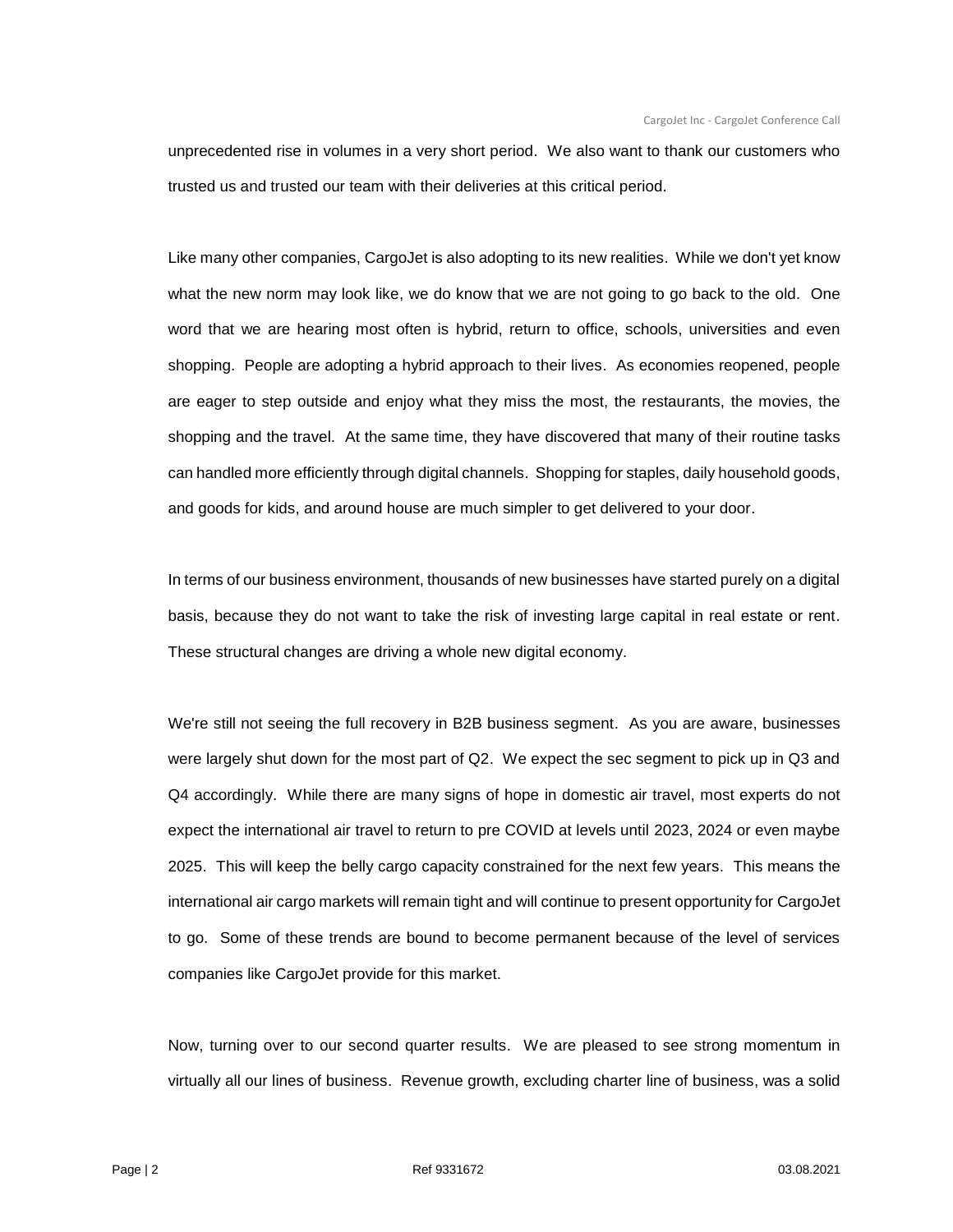unprecedented rise in volumes in a very short period. We also want to thank our customers who trusted us and trusted our team with their deliveries at this critical period.

Like many other companies, CargoJet is also adopting to its new realities. While we don't yet know what the new norm may look like, we do know that we are not going to go back to the old. One word that we are hearing most often is hybrid, return to office, schools, universities and even shopping. People are adopting a hybrid approach to their lives. As economies reopened, people are eager to step outside and enjoy what they miss the most, the restaurants, the movies, the shopping and the travel. At the same time, they have discovered that many of their routine tasks can handled more efficiently through digital channels. Shopping for staples, daily household goods, and goods for kids, and around house are much simpler to get delivered to your door.

In terms of our business environment, thousands of new businesses have started purely on a digital basis, because they do not want to take the risk of investing large capital in real estate or rent. These structural changes are driving a whole new digital economy.

We're still not seeing the full recovery in B2B business segment. As you are aware, businesses were largely shut down for the most part of Q2. We expect the sec segment to pick up in Q3 and Q4 accordingly. While there are many signs of hope in domestic air travel, most experts do not expect the international air travel to return to pre COVID at levels until 2023, 2024 or even maybe 2025. This will keep the belly cargo capacity constrained for the next few years. This means the international air cargo markets will remain tight and will continue to present opportunity for CargoJet to go. Some of these trends are bound to become permanent because of the level of services companies like CargoJet provide for this market.

Now, turning over to our second quarter results. We are pleased to see strong momentum in virtually all our lines of business. Revenue growth, excluding charter line of business, was a solid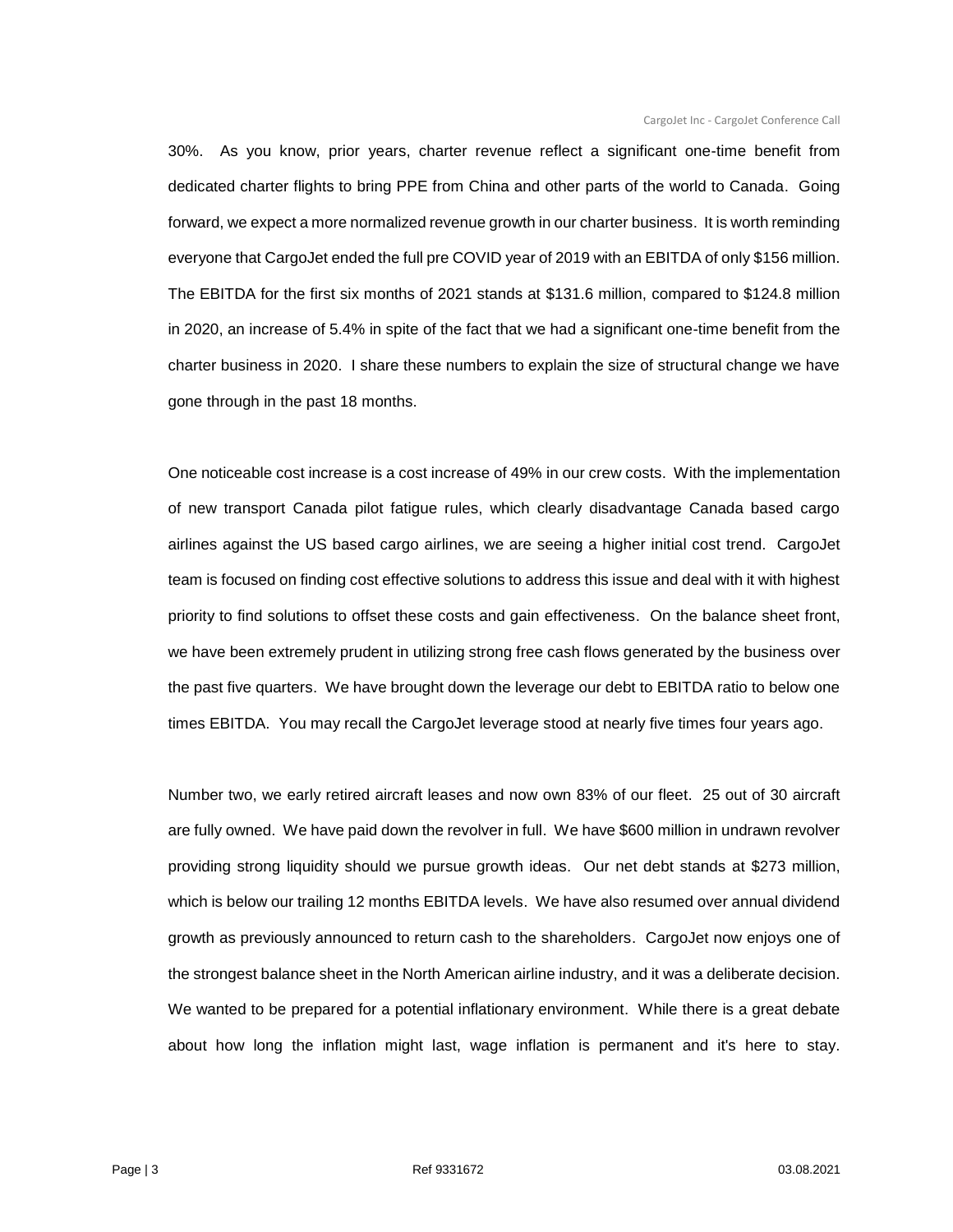30%. As you know, prior years, charter revenue reflect a significant one-time benefit from dedicated charter flights to bring PPE from China and other parts of the world to Canada. Going forward, we expect a more normalized revenue growth in our charter business. It is worth reminding everyone that CargoJet ended the full pre COVID year of 2019 with an EBITDA of only $156 million. The EBITDA for the first six months of 2021 stands at $131.6 million, compared to $124.8 million in 2020, an increase of 5.4% in spite of the fact that we had a significant one-time benefit from the charter business in 2020. I share these numbers to explain the size of structural change we have gone through in the past 18 months.

One noticeable cost increase is a cost increase of 49% in our crew costs. With the implementation of new transport Canada pilot fatigue rules, which clearly disadvantage Canada based cargo airlines against the US based cargo airlines, we are seeing a higher initial cost trend. CargoJet team is focused on finding cost effective solutions to address this issue and deal with it with highest priority to find solutions to offset these costs and gain effectiveness. On the balance sheet front, we have been extremely prudent in utilizing strong free cash flows generated by the business over the past five quarters. We have brought down the leverage our debt to EBITDA ratio to below one times EBITDA. You may recall the CargoJet leverage stood at nearly five times four years ago.

Number two, we early retired aircraft leases and now own 83% of our fleet. 25 out of 30 aircraft are fully owned. We have paid down the revolver in full. We have $600 million in undrawn revolver providing strong liquidity should we pursue growth ideas. Our net debt stands at $273 million, which is below our trailing 12 months EBITDA levels. We have also resumed over annual dividend growth as previously announced to return cash to the shareholders. CargoJet now enjoys one of the strongest balance sheet in the North American airline industry, and it was a deliberate decision. We wanted to be prepared for a potential inflationary environment. While there is a great debate about how long the inflation might last, wage inflation is permanent and it's here to stay.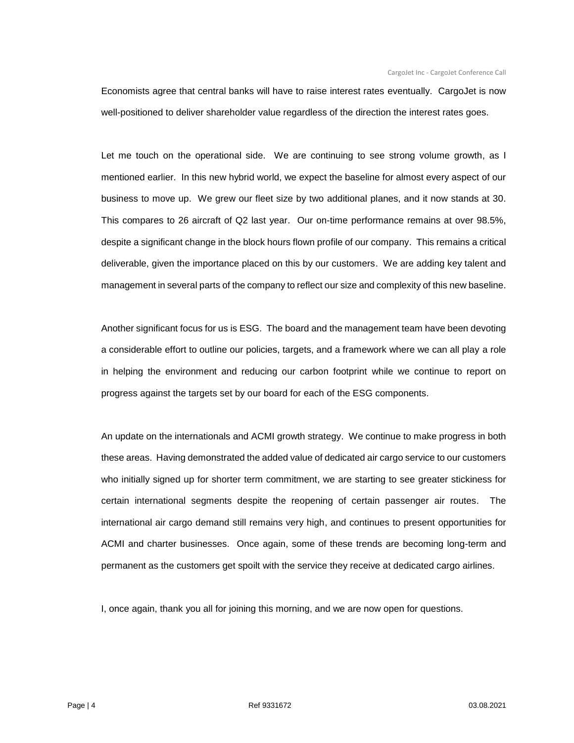Economists agree that central banks will have to raise interest rates eventually. CargoJet is now well-positioned to deliver shareholder value regardless of the direction the interest rates goes.

Let me touch on the operational side. We are continuing to see strong volume growth, as I mentioned earlier. In this new hybrid world, we expect the baseline for almost every aspect of our business to move up. We grew our fleet size by two additional planes, and it now stands at 30. This compares to 26 aircraft of Q2 last year. Our on-time performance remains at over 98.5%, despite a significant change in the block hours flown profile of our company. This remains a critical deliverable, given the importance placed on this by our customers. We are adding key talent and management in several parts of the company to reflect our size and complexity of this new baseline.

Another significant focus for us is ESG. The board and the management team have been devoting a considerable effort to outline our policies, targets, and a framework where we can all play a role in helping the environment and reducing our carbon footprint while we continue to report on progress against the targets set by our board for each of the ESG components.

An update on the internationals and ACMI growth strategy. We continue to make progress in both these areas. Having demonstrated the added value of dedicated air cargo service to our customers who initially signed up for shorter term commitment, we are starting to see greater stickiness for certain international segments despite the reopening of certain passenger air routes. The international air cargo demand still remains very high, and continues to present opportunities for ACMI and charter businesses. Once again, some of these trends are becoming long-term and permanent as the customers get spoilt with the service they receive at dedicated cargo airlines.

I, once again, thank you all for joining this morning, and we are now open for questions.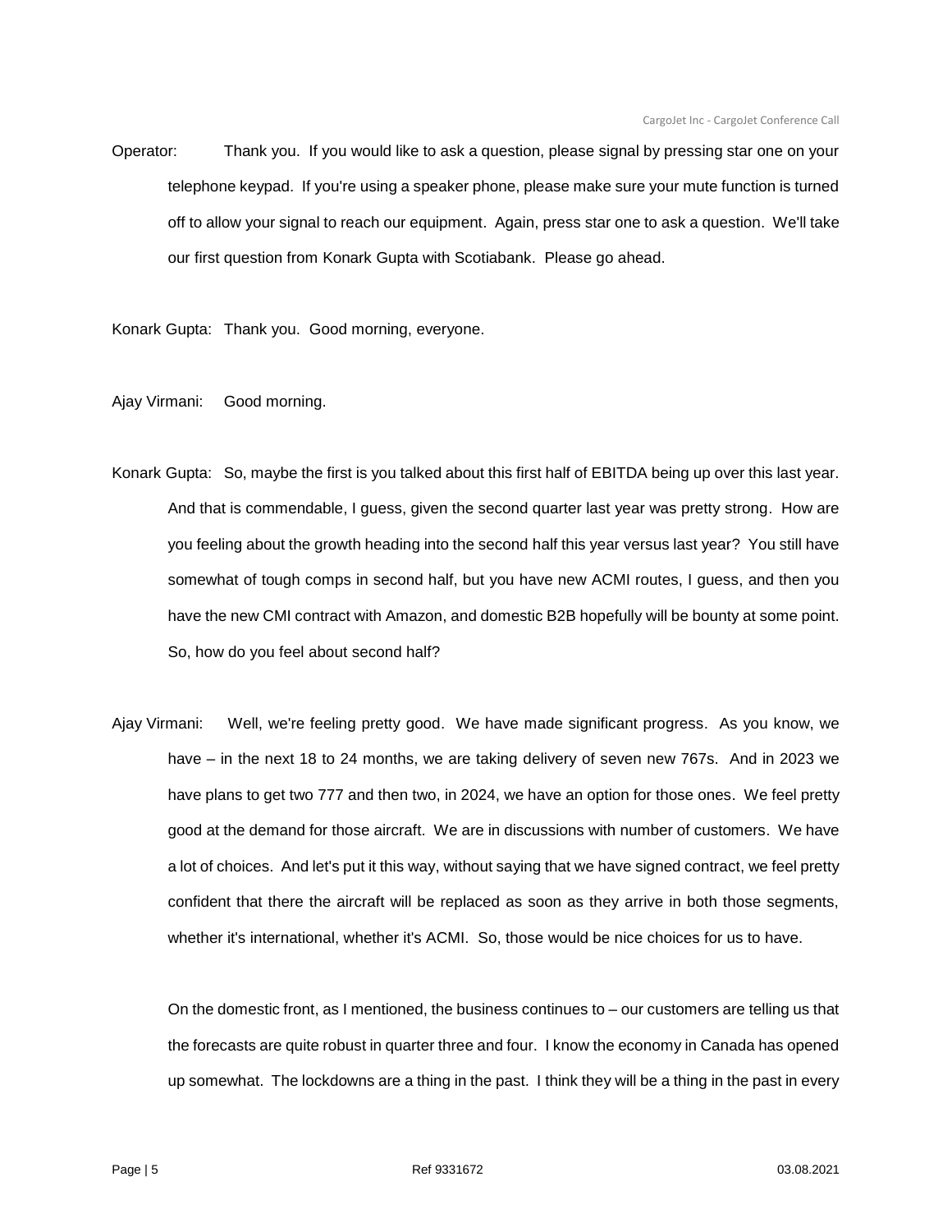Operator: Thank you. If you would like to ask a question, please signal by pressing star one on your telephone keypad. If you're using a speaker phone, please make sure your mute function is turned off to allow your signal to reach our equipment. Again, press star one to ask a question. We'll take our first question from Konark Gupta with Scotiabank. Please go ahead.

Konark Gupta: Thank you. Good morning, everyone.

Ajay Virmani: Good morning.

Konark Gupta: So, maybe the first is you talked about this first half of EBITDA being up over this last year. And that is commendable, I guess, given the second quarter last year was pretty strong. How are you feeling about the growth heading into the second half this year versus last year? You still have somewhat of tough comps in second half, but you have new ACMI routes, I guess, and then you have the new CMI contract with Amazon, and domestic B2B hopefully will be bounty at some point. So, how do you feel about second half?

Ajay Virmani: Well, we're feeling pretty good. We have made significant progress. As you know, we have – in the next 18 to 24 months, we are taking delivery of seven new 767s. And in 2023 we have plans to get two 777 and then two, in 2024, we have an option for those ones. We feel pretty good at the demand for those aircraft. We are in discussions with number of customers. We have a lot of choices. And let's put it this way, without saying that we have signed contract, we feel pretty confident that there the aircraft will be replaced as soon as they arrive in both those segments, whether it's international, whether it's ACMI. So, those would be nice choices for us to have.

On the domestic front, as I mentioned, the business continues to – our customers are telling us that the forecasts are quite robust in quarter three and four. I know the economy in Canada has opened up somewhat. The lockdowns are a thing in the past. I think they will be a thing in the past in every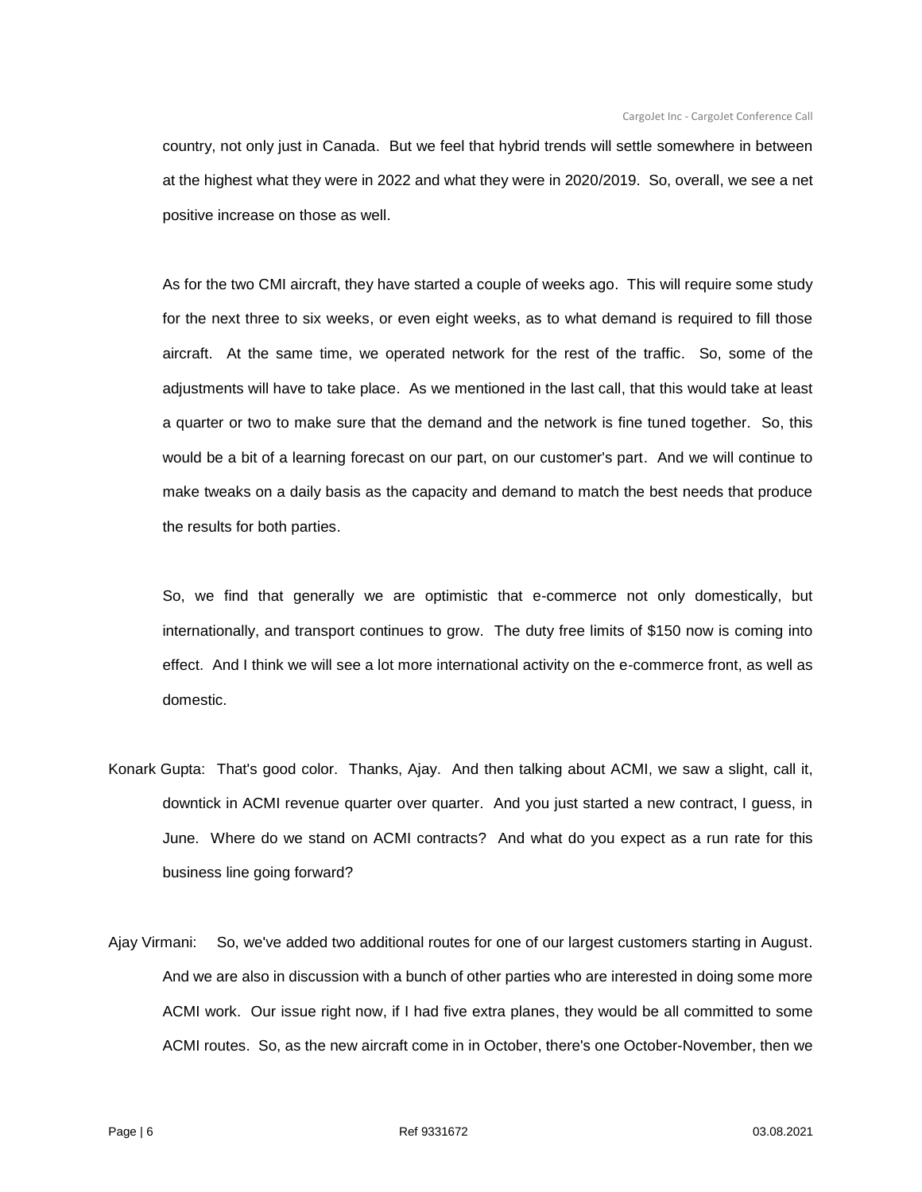country, not only just in Canada. But we feel that hybrid trends will settle somewhere in between at the highest what they were in 2022 and what they were in 2020/2019. So, overall, we see a net positive increase on those as well.

As for the two CMI aircraft, they have started a couple of weeks ago. This will require some study for the next three to six weeks, or even eight weeks, as to what demand is required to fill those aircraft. At the same time, we operated network for the rest of the traffic. So, some of the adjustments will have to take place. As we mentioned in the last call, that this would take at least a quarter or two to make sure that the demand and the network is fine tuned together. So, this would be a bit of a learning forecast on our part, on our customer's part. And we will continue to make tweaks on a daily basis as the capacity and demand to match the best needs that produce the results for both parties.

So, we find that generally we are optimistic that e-commerce not only domestically, but internationally, and transport continues to grow. The duty free limits of $150 now is coming into effect. And I think we will see a lot more international activity on the e-commerce front, as well as domestic.

Konark Gupta: That's good color. Thanks, Ajay. And then talking about ACMI, we saw a slight, call it, downtick in ACMI revenue quarter over quarter. And you just started a new contract, I guess, in June. Where do we stand on ACMI contracts? And what do you expect as a run rate for this business line going forward?

Ajay Virmani: So, we've added two additional routes for one of our largest customers starting in August. And we are also in discussion with a bunch of other parties who are interested in doing some more ACMI work. Our issue right now, if I had five extra planes, they would be all committed to some ACMI routes. So, as the new aircraft come in in October, there's one October-November, then we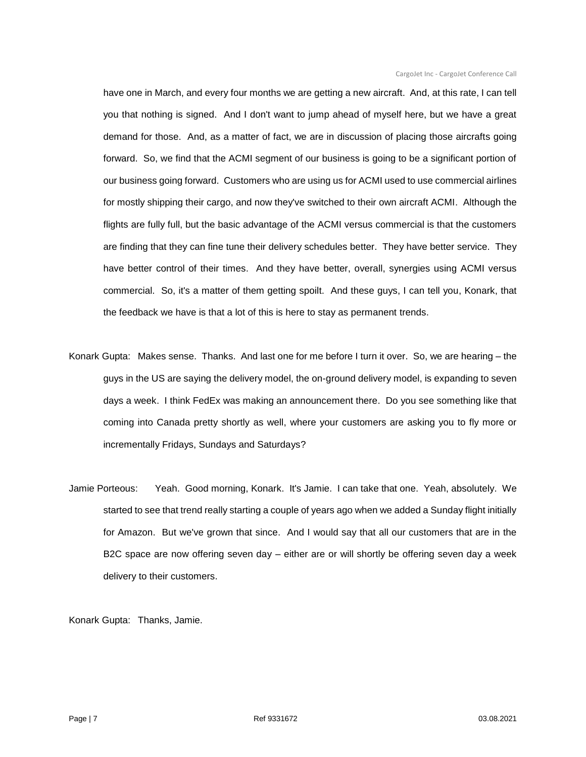have one in March, and every four months we are getting a new aircraft. And, at this rate, I can tell you that nothing is signed. And I don't want to jump ahead of myself here, but we have a great demand for those. And, as a matter of fact, we are in discussion of placing those aircrafts going forward. So, we find that the ACMI segment of our business is going to be a significant portion of our business going forward. Customers who are using us for ACMI used to use commercial airlines for mostly shipping their cargo, and now they've switched to their own aircraft ACMI. Although the flights are fully full, but the basic advantage of the ACMI versus commercial is that the customers are finding that they can fine tune their delivery schedules better. They have better service. They have better control of their times. And they have better, overall, synergies using ACMI versus commercial. So, it's a matter of them getting spoilt. And these guys, I can tell you, Konark, that the feedback we have is that a lot of this is here to stay as permanent trends.

Konark Gupta: Makes sense. Thanks. And last one for me before I turn it over. So, we are hearing – the guys in the US are saying the delivery model, the on-ground delivery model, is expanding to seven days a week. I think FedEx was making an announcement there. Do you see something like that coming into Canada pretty shortly as well, where your customers are asking you to fly more or incrementally Fridays, Sundays and Saturdays?

Jamie Porteous: Yeah. Good morning, Konark. It's Jamie. I can take that one. Yeah, absolutely. We started to see that trend really starting a couple of years ago when we added a Sunday flight initially for Amazon. But we've grown that since. And I would say that all our customers that are in the B2C space are now offering seven day – either are or will shortly be offering seven day a week delivery to their customers.

Konark Gupta: Thanks, Jamie.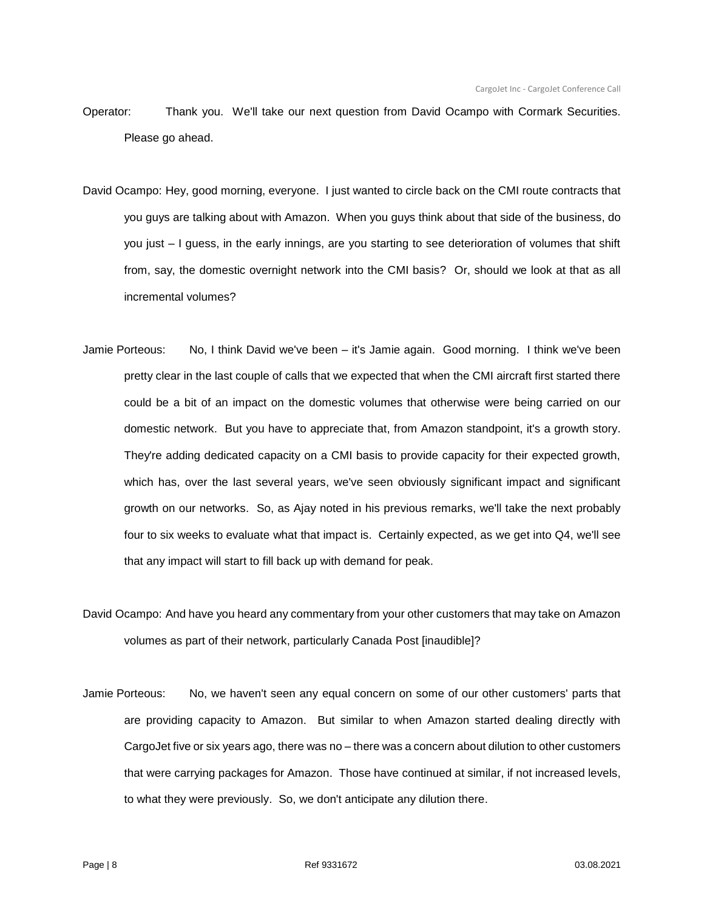Operator: Thank you. We'll take our next question from David Ocampo with Cormark Securities. Please go ahead.

David Ocampo: Hey, good morning, everyone. I just wanted to circle back on the CMI route contracts that you guys are talking about with Amazon. When you guys think about that side of the business, do you just – I guess, in the early innings, are you starting to see deterioration of volumes that shift from, say, the domestic overnight network into the CMI basis? Or, should we look at that as all incremental volumes?

Jamie Porteous: No, I think David we've been – it's Jamie again. Good morning. I think we've been pretty clear in the last couple of calls that we expected that when the CMI aircraft first started there could be a bit of an impact on the domestic volumes that otherwise were being carried on our domestic network. But you have to appreciate that, from Amazon standpoint, it's a growth story. They're adding dedicated capacity on a CMI basis to provide capacity for their expected growth, which has, over the last several years, we've seen obviously significant impact and significant growth on our networks. So, as Ajay noted in his previous remarks, we'll take the next probably four to six weeks to evaluate what that impact is. Certainly expected, as we get into Q4, we'll see that any impact will start to fill back up with demand for peak.

David Ocampo: And have you heard any commentary from your other customers that may take on Amazon volumes as part of their network, particularly Canada Post [inaudible]?

Jamie Porteous: No, we haven't seen any equal concern on some of our other customers' parts that are providing capacity to Amazon. But similar to when Amazon started dealing directly with CargoJet five or six years ago, there was no – there was a concern about dilution to other customers that were carrying packages for Amazon. Those have continued at similar, if not increased levels, to what they were previously. So, we don't anticipate any dilution there.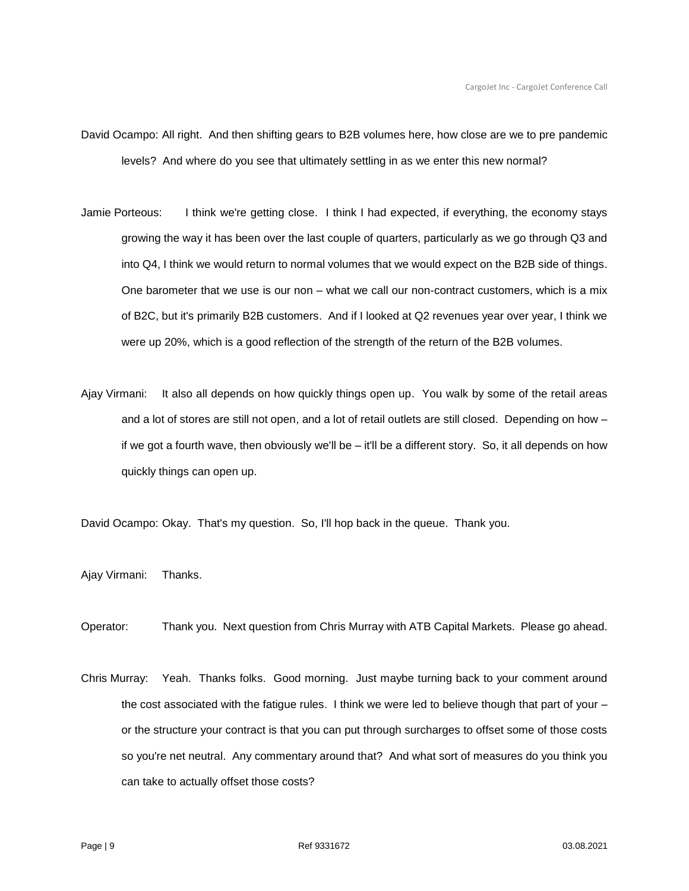David Ocampo: All right. And then shifting gears to B2B volumes here, how close are we to pre pandemic levels? And where do you see that ultimately settling in as we enter this new normal?

Jamie Porteous: I think we're getting close. I think I had expected, if everything, the economy stays growing the way it has been over the last couple of quarters, particularly as we go through Q3 and into Q4, I think we would return to normal volumes that we would expect on the B2B side of things. One barometer that we use is our non – what we call our non-contract customers, which is a mix of B2C, but it's primarily B2B customers. And if I looked at Q2 revenues year over year, I think we were up 20%, which is a good reflection of the strength of the return of the B2B volumes.

Ajay Virmani: It also all depends on how quickly things open up. You walk by some of the retail areas and a lot of stores are still not open, and a lot of retail outlets are still closed. Depending on how – if we got a fourth wave, then obviously we'll be – it'll be a different story. So, it all depends on how quickly things can open up.

David Ocampo: Okay. That's my question. So, I'll hop back in the queue. Thank you.

Ajay Virmani: Thanks.

Operator: Thank you. Next question from Chris Murray with ATB Capital Markets. Please go ahead.

Chris Murray: Yeah. Thanks folks. Good morning. Just maybe turning back to your comment around the cost associated with the fatigue rules. I think we were led to believe though that part of your – or the structure your contract is that you can put through surcharges to offset some of those costs so you're net neutral. Any commentary around that? And what sort of measures do you think you can take to actually offset those costs?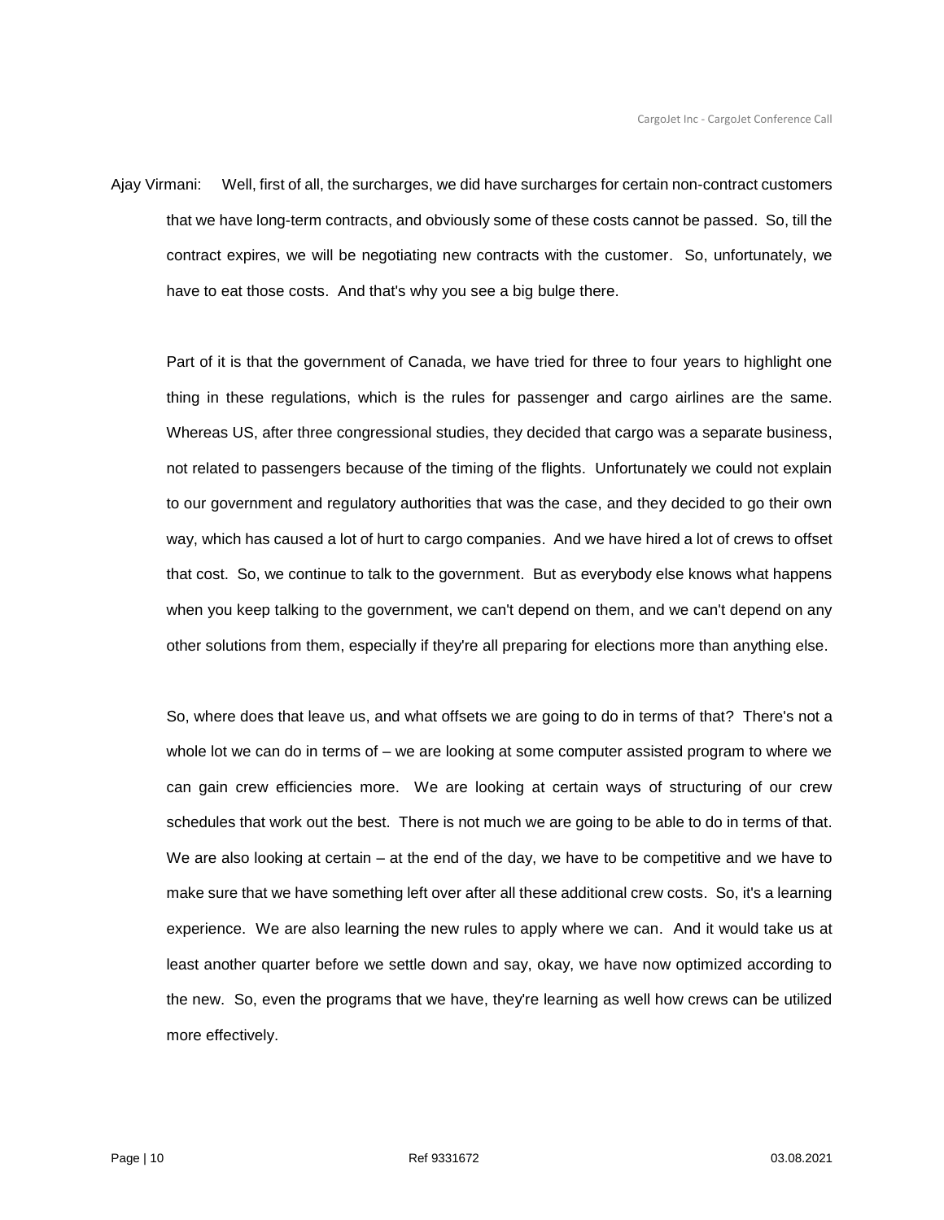Ajay Virmani: Well, first of all, the surcharges, we did have surcharges for certain non-contract customers that we have long-term contracts, and obviously some of these costs cannot be passed. So, till the contract expires, we will be negotiating new contracts with the customer. So, unfortunately, we have to eat those costs. And that's why you see a big bulge there.

Part of it is that the government of Canada, we have tried for three to four years to highlight one thing in these regulations, which is the rules for passenger and cargo airlines are the same. Whereas US, after three congressional studies, they decided that cargo was a separate business, not related to passengers because of the timing of the flights. Unfortunately we could not explain to our government and regulatory authorities that was the case, and they decided to go their own way, which has caused a lot of hurt to cargo companies. And we have hired a lot of crews to offset that cost. So, we continue to talk to the government. But as everybody else knows what happens when you keep talking to the government, we can't depend on them, and we can't depend on any other solutions from them, especially if they're all preparing for elections more than anything else.

So, where does that leave us, and what offsets we are going to do in terms of that? There's not a whole lot we can do in terms of – we are looking at some computer assisted program to where we can gain crew efficiencies more. We are looking at certain ways of structuring of our crew schedules that work out the best. There is not much we are going to be able to do in terms of that. We are also looking at certain – at the end of the day, we have to be competitive and we have to make sure that we have something left over after all these additional crew costs. So, it's a learning experience. We are also learning the new rules to apply where we can. And it would take us at least another quarter before we settle down and say, okay, we have now optimized according to the new. So, even the programs that we have, they're learning as well how crews can be utilized more effectively.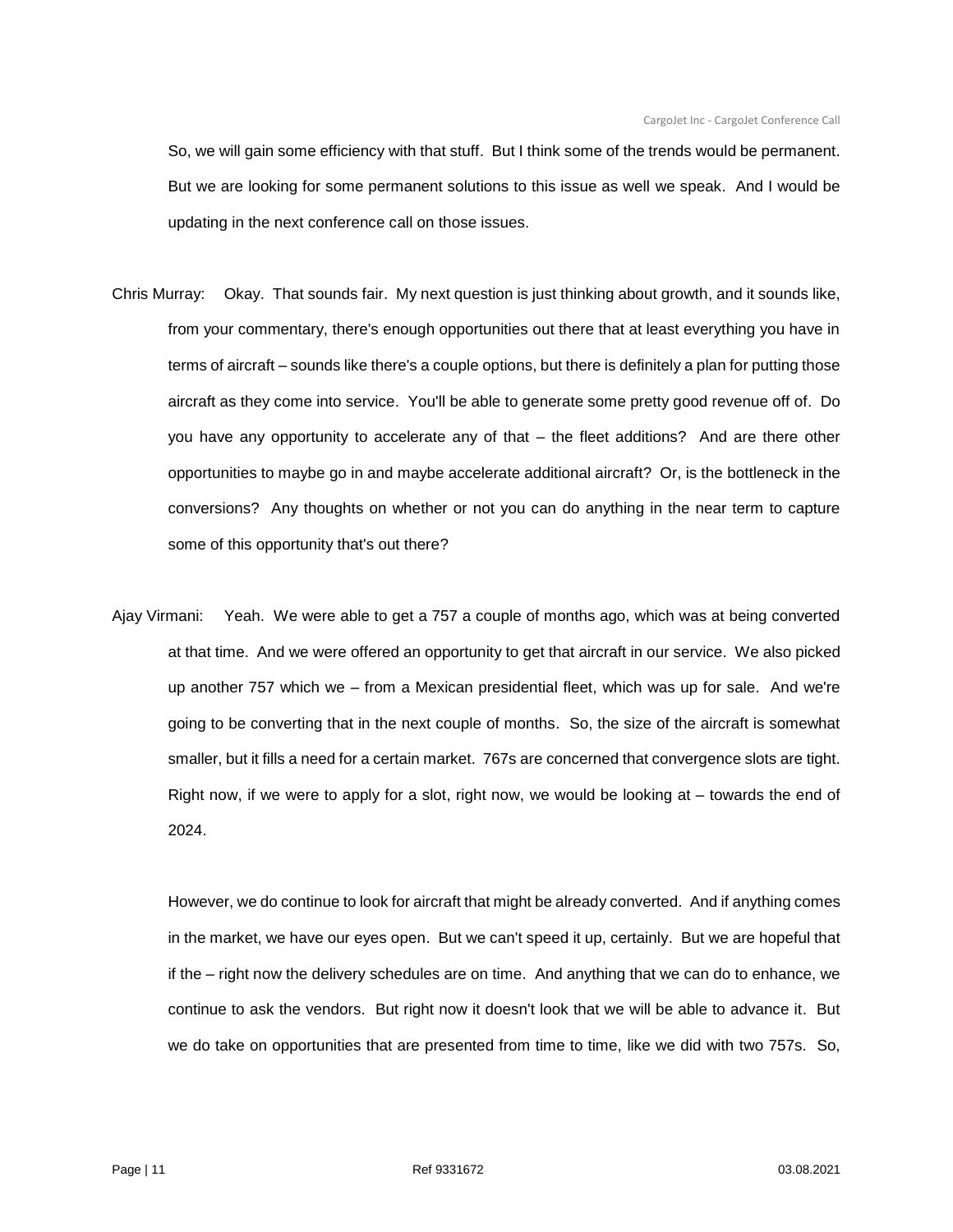So, we will gain some efficiency with that stuff. But I think some of the trends would be permanent. But we are looking for some permanent solutions to this issue as well we speak. And I would be updating in the next conference call on those issues.

Chris Murray: Okay. That sounds fair. My next question is just thinking about growth, and it sounds like, from your commentary, there's enough opportunities out there that at least everything you have in terms of aircraft – sounds like there's a couple options, but there is definitely a plan for putting those aircraft as they come into service. You'll be able to generate some pretty good revenue off of. Do you have any opportunity to accelerate any of that – the fleet additions? And are there other opportunities to maybe go in and maybe accelerate additional aircraft? Or, is the bottleneck in the conversions? Any thoughts on whether or not you can do anything in the near term to capture some of this opportunity that's out there?

Ajay Virmani: Yeah. We were able to get a 757 a couple of months ago, which was at being converted at that time. And we were offered an opportunity to get that aircraft in our service. We also picked up another 757 which we – from a Mexican presidential fleet, which was up for sale. And we're going to be converting that in the next couple of months. So, the size of the aircraft is somewhat smaller, but it fills a need for a certain market. 767s are concerned that convergence slots are tight. Right now, if we were to apply for a slot, right now, we would be looking at – towards the end of 2024.

However, we do continue to look for aircraft that might be already converted. And if anything comes in the market, we have our eyes open. But we can't speed it up, certainly. But we are hopeful that if the – right now the delivery schedules are on time. And anything that we can do to enhance, we continue to ask the vendors. But right now it doesn't look that we will be able to advance it. But we do take on opportunities that are presented from time to time, like we did with two 757s. So,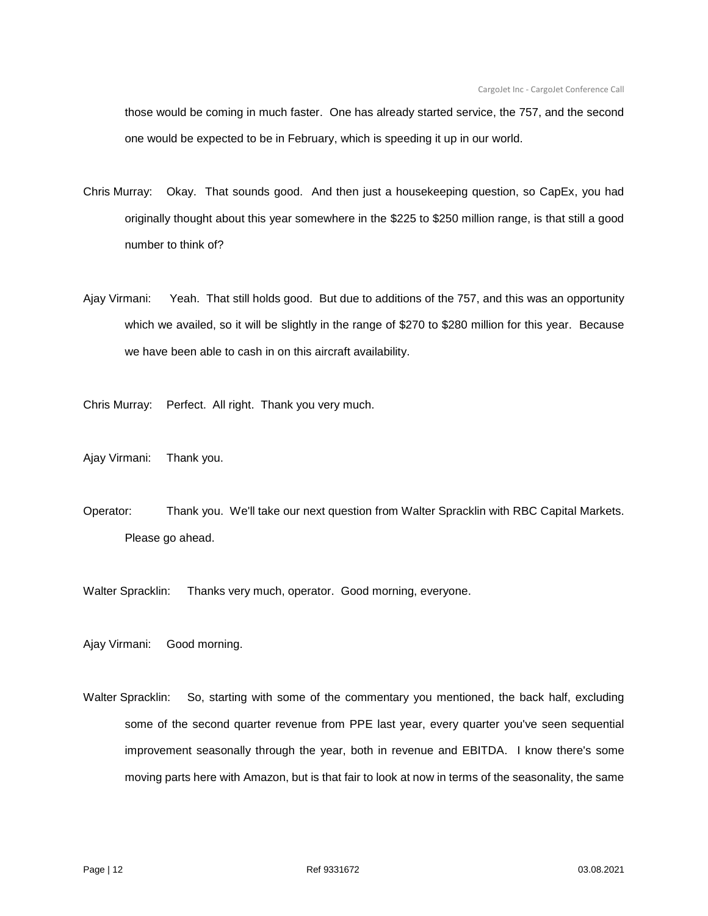those would be coming in much faster. One has already started service, the 757, and the second one would be expected to be in February, which is speeding it up in our world.

Chris Murray: Okay. That sounds good. And then just a housekeeping question, so CapEx, you had originally thought about this year somewhere in the $225 to $250 million range, is that still a good number to think of?

Ajay Virmani: Yeah. That still holds good. But due to additions of the 757, and this was an opportunity which we availed, so it will be slightly in the range of $270 to $280 million for this year. Because we have been able to cash in on this aircraft availability.

Chris Murray: Perfect. All right. Thank you very much.

Ajay Virmani: Thank you.

Operator: Thank you. We'll take our next question from Walter Spracklin with RBC Capital Markets. Please go ahead.

Walter Spracklin: Thanks very much, operator. Good morning, everyone.

Ajay Virmani: Good morning.

Walter Spracklin: So, starting with some of the commentary you mentioned, the back half, excluding some of the second quarter revenue from PPE last year, every quarter you've seen sequential improvement seasonally through the year, both in revenue and EBITDA. I know there's some moving parts here with Amazon, but is that fair to look at now in terms of the seasonality, the same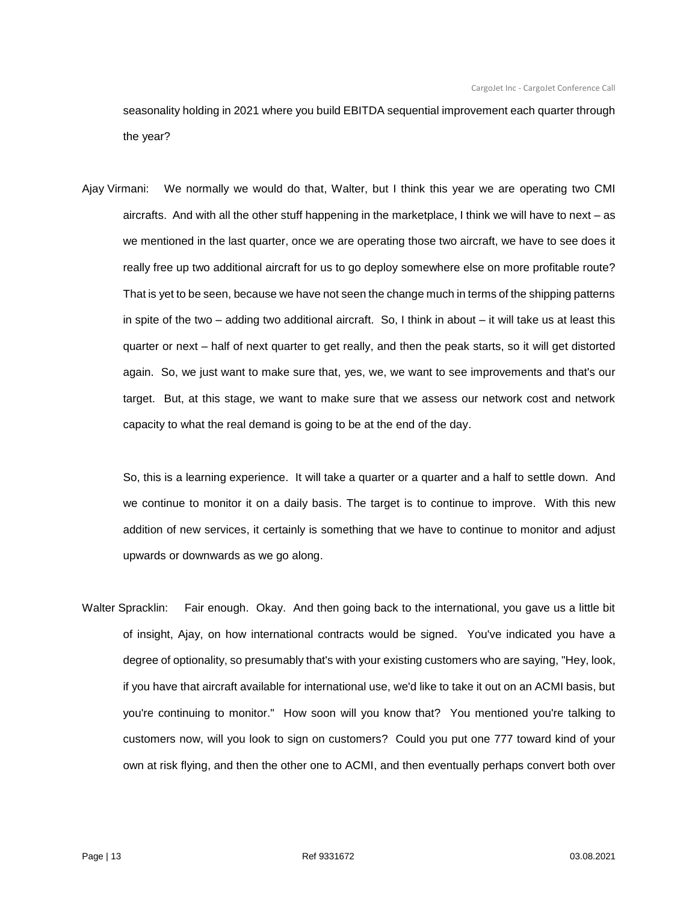seasonality holding in 2021 where you build EBITDA sequential improvement each quarter through the year?

Ajay Virmani: We normally we would do that, Walter, but I think this year we are operating two CMI aircrafts. And with all the other stuff happening in the marketplace, I think we will have to next – as we mentioned in the last quarter, once we are operating those two aircraft, we have to see does it really free up two additional aircraft for us to go deploy somewhere else on more profitable route? That is yet to be seen, because we have not seen the change much in terms of the shipping patterns in spite of the two – adding two additional aircraft. So, I think in about – it will take us at least this quarter or next – half of next quarter to get really, and then the peak starts, so it will get distorted again. So, we just want to make sure that, yes, we, we want to see improvements and that's our target. But, at this stage, we want to make sure that we assess our network cost and network capacity to what the real demand is going to be at the end of the day.

So, this is a learning experience. It will take a quarter or a quarter and a half to settle down. And we continue to monitor it on a daily basis. The target is to continue to improve. With this new addition of new services, it certainly is something that we have to continue to monitor and adjust upwards or downwards as we go along.

Walter Spracklin: Fair enough. Okay. And then going back to the international, you gave us a little bit of insight, Ajay, on how international contracts would be signed. You've indicated you have a degree of optionality, so presumably that's with your existing customers who are saying, "Hey, look, if you have that aircraft available for international use, we'd like to take it out on an ACMI basis, but you're continuing to monitor." How soon will you know that? You mentioned you're talking to customers now, will you look to sign on customers? Could you put one 777 toward kind of your own at risk flying, and then the other one to ACMI, and then eventually perhaps convert both over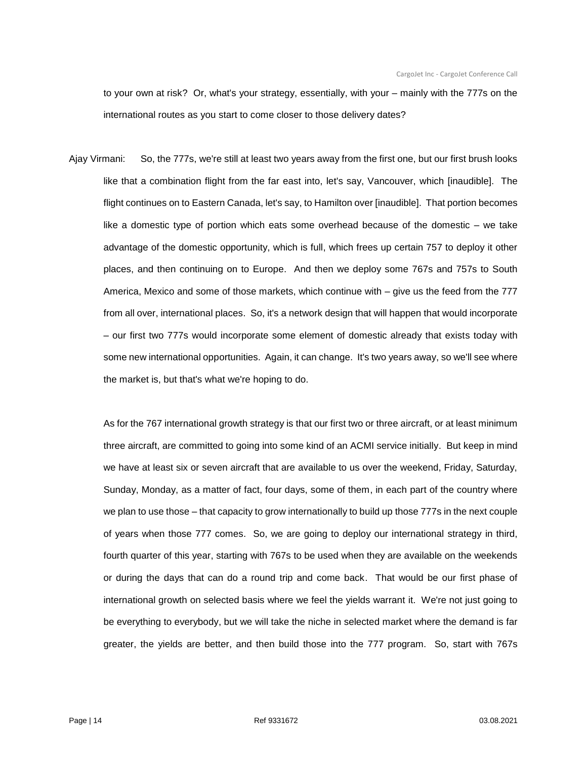to your own at risk? Or, what's your strategy, essentially, with your – mainly with the 777s on the international routes as you start to come closer to those delivery dates?

Ajay Virmani: So, the 777s, we're still at least two years away from the first one, but our first brush looks like that a combination flight from the far east into, let's say, Vancouver, which [inaudible]. The flight continues on to Eastern Canada, let's say, to Hamilton over [inaudible]. That portion becomes like a domestic type of portion which eats some overhead because of the domestic – we take advantage of the domestic opportunity, which is full, which frees up certain 757 to deploy it other places, and then continuing on to Europe. And then we deploy some 767s and 757s to South America, Mexico and some of those markets, which continue with – give us the feed from the 777 from all over, international places. So, it's a network design that will happen that would incorporate – our first two 777s would incorporate some element of domestic already that exists today with some new international opportunities. Again, it can change. It's two years away, so we'll see where the market is, but that's what we're hoping to do.

As for the 767 international growth strategy is that our first two or three aircraft, or at least minimum three aircraft, are committed to going into some kind of an ACMI service initially. But keep in mind we have at least six or seven aircraft that are available to us over the weekend, Friday, Saturday, Sunday, Monday, as a matter of fact, four days, some of them, in each part of the country where we plan to use those – that capacity to grow internationally to build up those 777s in the next couple of years when those 777 comes. So, we are going to deploy our international strategy in third, fourth quarter of this year, starting with 767s to be used when they are available on the weekends or during the days that can do a round trip and come back. That would be our first phase of international growth on selected basis where we feel the yields warrant it. We're not just going to be everything to everybody, but we will take the niche in selected market where the demand is far greater, the yields are better, and then build those into the 777 program. So, start with 767s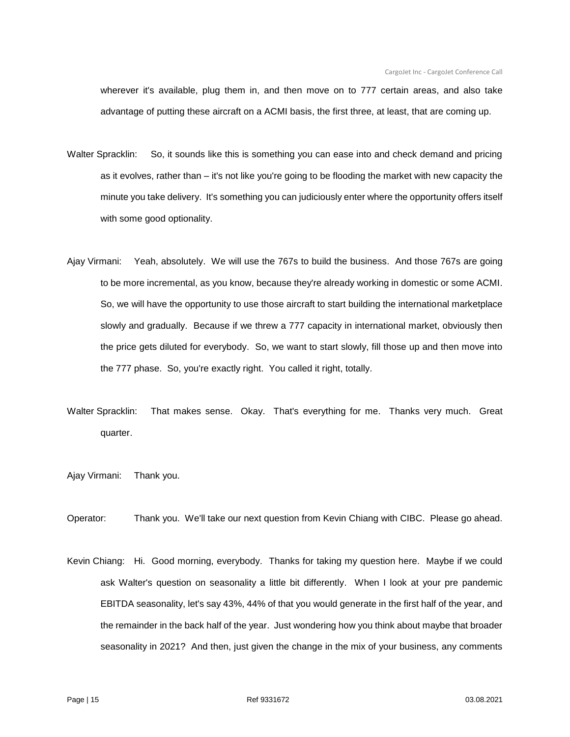wherever it's available, plug them in, and then move on to 777 certain areas, and also take advantage of putting these aircraft on a ACMI basis, the first three, at least, that are coming up.

Walter Spracklin: So, it sounds like this is something you can ease into and check demand and pricing as it evolves, rather than – it's not like you're going to be flooding the market with new capacity the minute you take delivery. It's something you can judiciously enter where the opportunity offers itself with some good optionality.

Ajay Virmani: Yeah, absolutely. We will use the 767s to build the business. And those 767s are going to be more incremental, as you know, because they're already working in domestic or some ACMI. So, we will have the opportunity to use those aircraft to start building the international marketplace slowly and gradually. Because if we threw a 777 capacity in international market, obviously then the price gets diluted for everybody. So, we want to start slowly, fill those up and then move into the 777 phase. So, you're exactly right. You called it right, totally.

Walter Spracklin: That makes sense. Okay. That's everything for me. Thanks very much. Great quarter.

Ajay Virmani: Thank you.

Operator: Thank you. We'll take our next question from Kevin Chiang with CIBC. Please go ahead.

Kevin Chiang: Hi. Good morning, everybody. Thanks for taking my question here. Maybe if we could ask Walter's question on seasonality a little bit differently. When I look at your pre pandemic EBITDA seasonality, let's say 43%, 44% of that you would generate in the first half of the year, and the remainder in the back half of the year. Just wondering how you think about maybe that broader seasonality in 2021? And then, just given the change in the mix of your business, any comments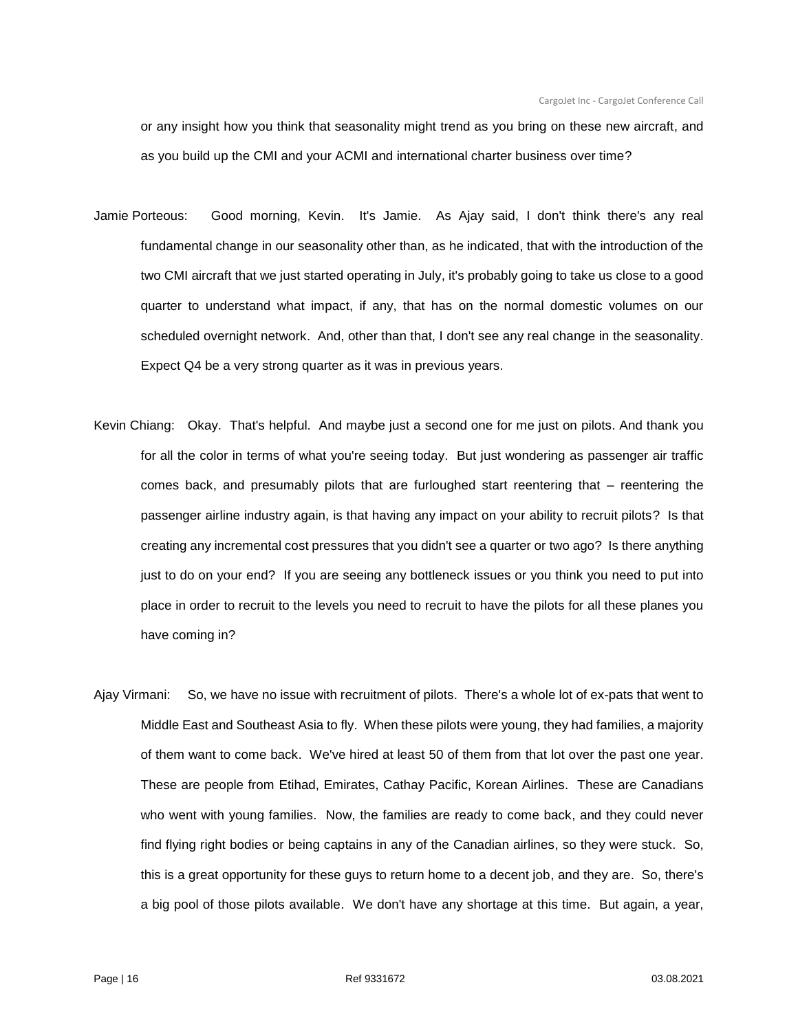or any insight how you think that seasonality might trend as you bring on these new aircraft, and as you build up the CMI and your ACMI and international charter business over time?

Jamie Porteous: Good morning, Kevin. It's Jamie. As Ajay said, I don't think there's any real fundamental change in our seasonality other than, as he indicated, that with the introduction of the two CMI aircraft that we just started operating in July, it's probably going to take us close to a good quarter to understand what impact, if any, that has on the normal domestic volumes on our scheduled overnight network. And, other than that, I don't see any real change in the seasonality. Expect Q4 be a very strong quarter as it was in previous years.

Kevin Chiang: Okay. That's helpful. And maybe just a second one for me just on pilots. And thank you for all the color in terms of what you're seeing today. But just wondering as passenger air traffic comes back, and presumably pilots that are furloughed start reentering that – reentering the passenger airline industry again, is that having any impact on your ability to recruit pilots? Is that creating any incremental cost pressures that you didn't see a quarter or two ago? Is there anything just to do on your end? If you are seeing any bottleneck issues or you think you need to put into place in order to recruit to the levels you need to recruit to have the pilots for all these planes you have coming in?

Ajay Virmani: So, we have no issue with recruitment of pilots. There's a whole lot of ex-pats that went to Middle East and Southeast Asia to fly. When these pilots were young, they had families, a majority of them want to come back. We've hired at least 50 of them from that lot over the past one year. These are people from Etihad, Emirates, Cathay Pacific, Korean Airlines. These are Canadians who went with young families. Now, the families are ready to come back, and they could never find flying right bodies or being captains in any of the Canadian airlines, so they were stuck. So, this is a great opportunity for these guys to return home to a decent job, and they are. So, there's a big pool of those pilots available. We don't have any shortage at this time. But again, a year,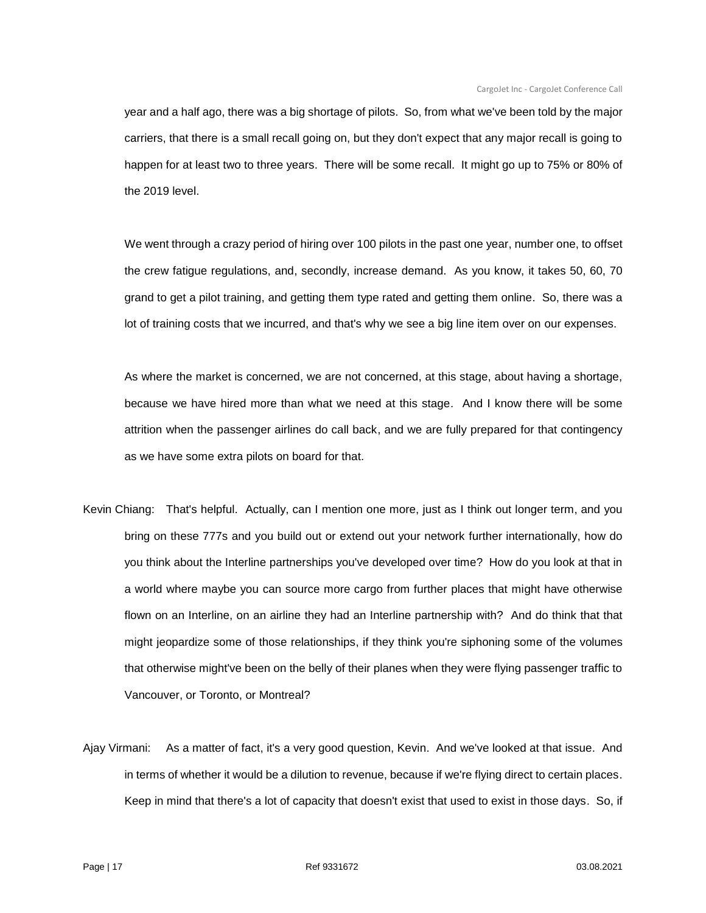year and a half ago, there was a big shortage of pilots. So, from what we've been told by the major carriers, that there is a small recall going on, but they don't expect that any major recall is going to happen for at least two to three years. There will be some recall. It might go up to 75% or 80% of the 2019 level.

We went through a crazy period of hiring over 100 pilots in the past one year, number one, to offset the crew fatigue regulations, and, secondly, increase demand. As you know, it takes 50, 60, 70 grand to get a pilot training, and getting them type rated and getting them online. So, there was a lot of training costs that we incurred, and that's why we see a big line item over on our expenses.

As where the market is concerned, we are not concerned, at this stage, about having a shortage, because we have hired more than what we need at this stage. And I know there will be some attrition when the passenger airlines do call back, and we are fully prepared for that contingency as we have some extra pilots on board for that.

Kevin Chiang: That's helpful. Actually, can I mention one more, just as I think out longer term, and you bring on these 777s and you build out or extend out your network further internationally, how do you think about the Interline partnerships you've developed over time? How do you look at that in a world where maybe you can source more cargo from further places that might have otherwise flown on an Interline, on an airline they had an Interline partnership with? And do think that that might jeopardize some of those relationships, if they think you're siphoning some of the volumes that otherwise might've been on the belly of their planes when they were flying passenger traffic to Vancouver, or Toronto, or Montreal?

Ajay Virmani: As a matter of fact, it's a very good question, Kevin. And we've looked at that issue. And in terms of whether it would be a dilution to revenue, because if we're flying direct to certain places. Keep in mind that there's a lot of capacity that doesn't exist that used to exist in those days. So, if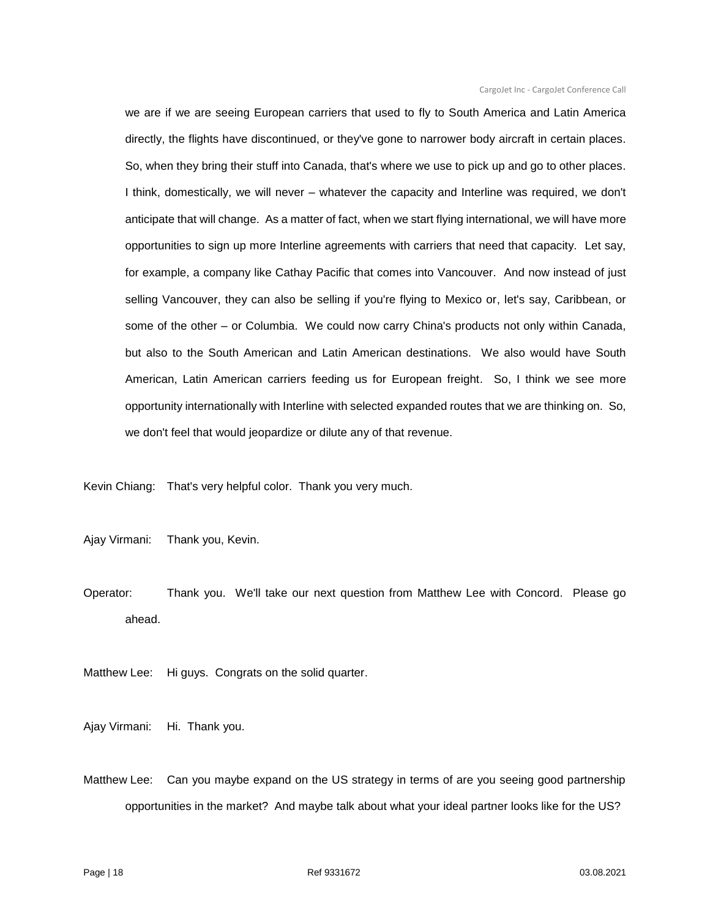we are if we are seeing European carriers that used to fly to South America and Latin America directly, the flights have discontinued, or they've gone to narrower body aircraft in certain places. So, when they bring their stuff into Canada, that's where we use to pick up and go to other places. I think, domestically, we will never – whatever the capacity and Interline was required, we don't anticipate that will change. As a matter of fact, when we start flying international, we will have more opportunities to sign up more Interline agreements with carriers that need that capacity. Let say, for example, a company like Cathay Pacific that comes into Vancouver. And now instead of just selling Vancouver, they can also be selling if you're flying to Mexico or, let's say, Caribbean, or some of the other – or Columbia. We could now carry China's products not only within Canada, but also to the South American and Latin American destinations. We also would have South American, Latin American carriers feeding us for European freight. So, I think we see more opportunity internationally with Interline with selected expanded routes that we are thinking on. So, we don't feel that would jeopardize or dilute any of that revenue.

Kevin Chiang: That's very helpful color. Thank you very much.

Ajay Virmani: Thank you, Kevin.

Operator: Thank you. We'll take our next question from Matthew Lee with Concord. Please go ahead.

Matthew Lee: Hi guys. Congrats on the solid quarter.

Ajay Virmani: Hi. Thank you.

Matthew Lee: Can you maybe expand on the US strategy in terms of are you seeing good partnership opportunities in the market? And maybe talk about what your ideal partner looks like for the US?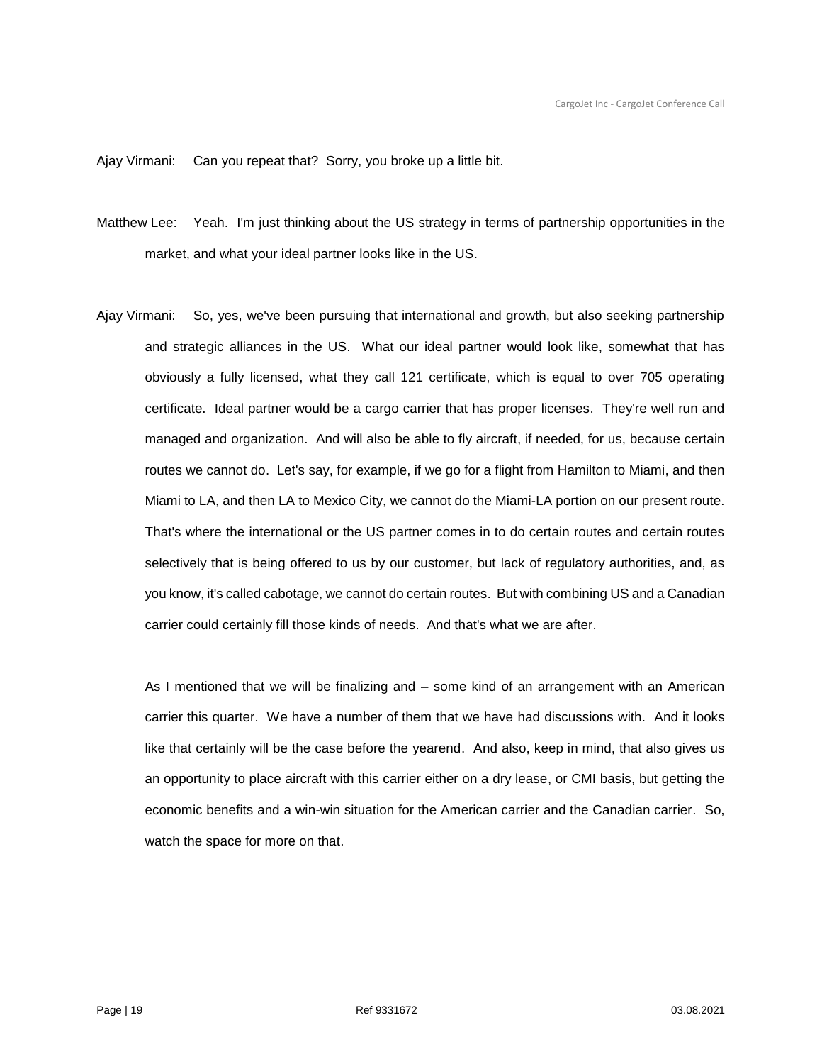Ajay Virmani: Can you repeat that? Sorry, you broke up a little bit.

Matthew Lee: Yeah. I'm just thinking about the US strategy in terms of partnership opportunities in the market, and what your ideal partner looks like in the US.

Ajay Virmani: So, yes, we've been pursuing that international and growth, but also seeking partnership and strategic alliances in the US. What our ideal partner would look like, somewhat that has obviously a fully licensed, what they call 121 certificate, which is equal to over 705 operating certificate. Ideal partner would be a cargo carrier that has proper licenses. They're well run and managed and organization. And will also be able to fly aircraft, if needed, for us, because certain routes we cannot do. Let's say, for example, if we go for a flight from Hamilton to Miami, and then Miami to LA, and then LA to Mexico City, we cannot do the Miami-LA portion on our present route. That's where the international or the US partner comes in to do certain routes and certain routes selectively that is being offered to us by our customer, but lack of regulatory authorities, and, as you know, it's called cabotage, we cannot do certain routes. But with combining US and a Canadian carrier could certainly fill those kinds of needs. And that's what we are after.

As I mentioned that we will be finalizing and – some kind of an arrangement with an American carrier this quarter. We have a number of them that we have had discussions with. And it looks like that certainly will be the case before the yearend. And also, keep in mind, that also gives us an opportunity to place aircraft with this carrier either on a dry lease, or CMI basis, but getting the economic benefits and a win-win situation for the American carrier and the Canadian carrier. So, watch the space for more on that.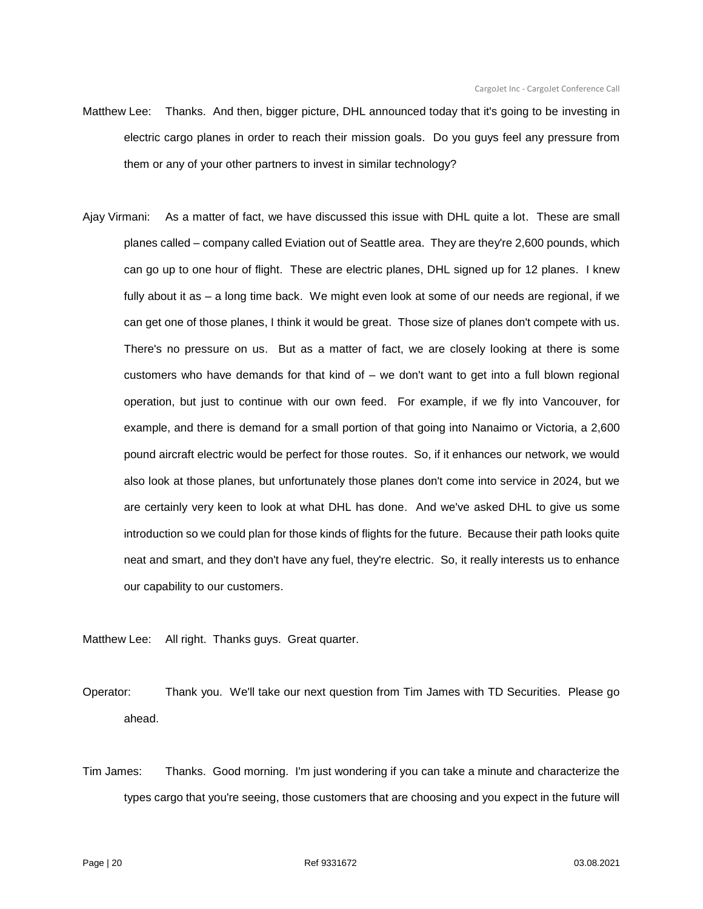Matthew Lee: Thanks. And then, bigger picture, DHL announced today that it's going to be investing in electric cargo planes in order to reach their mission goals. Do you guys feel any pressure from them or any of your other partners to invest in similar technology?

Ajay Virmani: As a matter of fact, we have discussed this issue with DHL quite a lot. These are small planes called – company called Eviation out of Seattle area. They are they're 2,600 pounds, which can go up to one hour of flight. These are electric planes, DHL signed up for 12 planes. I knew fully about it as – a long time back. We might even look at some of our needs are regional, if we can get one of those planes, I think it would be great. Those size of planes don't compete with us. There's no pressure on us. But as a matter of fact, we are closely looking at there is some customers who have demands for that kind of – we don't want to get into a full blown regional operation, but just to continue with our own feed. For example, if we fly into Vancouver, for example, and there is demand for a small portion of that going into Nanaimo or Victoria, a 2,600 pound aircraft electric would be perfect for those routes. So, if it enhances our network, we would also look at those planes, but unfortunately those planes don't come into service in 2024, but we are certainly very keen to look at what DHL has done. And we've asked DHL to give us some introduction so we could plan for those kinds of flights for the future. Because their path looks quite neat and smart, and they don't have any fuel, they're electric. So, it really interests us to enhance our capability to our customers.

Matthew Lee: All right. Thanks guys. Great quarter.

Operator: Thank you. We'll take our next question from Tim James with TD Securities. Please go ahead.

Tim James: Thanks. Good morning. I'm just wondering if you can take a minute and characterize the types cargo that you're seeing, those customers that are choosing and you expect in the future will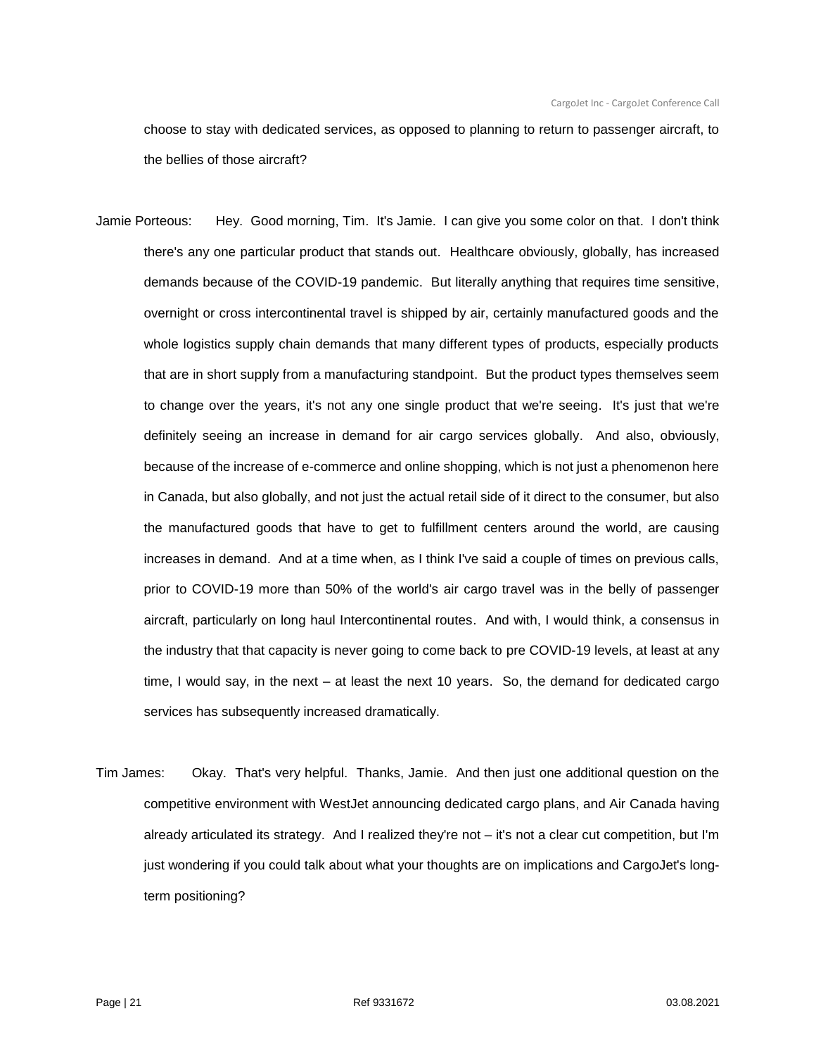choose to stay with dedicated services, as opposed to planning to return to passenger aircraft, to the bellies of those aircraft?

Jamie Porteous: Hey. Good morning, Tim. It's Jamie. I can give you some color on that. I don't think there's any one particular product that stands out. Healthcare obviously, globally, has increased demands because of the COVID-19 pandemic. But literally anything that requires time sensitive, overnight or cross intercontinental travel is shipped by air, certainly manufactured goods and the whole logistics supply chain demands that many different types of products, especially products that are in short supply from a manufacturing standpoint. But the product types themselves seem to change over the years, it's not any one single product that we're seeing. It's just that we're definitely seeing an increase in demand for air cargo services globally. And also, obviously, because of the increase of e-commerce and online shopping, which is not just a phenomenon here in Canada, but also globally, and not just the actual retail side of it direct to the consumer, but also the manufactured goods that have to get to fulfillment centers around the world, are causing increases in demand. And at a time when, as I think I've said a couple of times on previous calls, prior to COVID-19 more than 50% of the world's air cargo travel was in the belly of passenger aircraft, particularly on long haul Intercontinental routes. And with, I would think, a consensus in the industry that that capacity is never going to come back to pre COVID-19 levels, at least at any time, I would say, in the next – at least the next 10 years. So, the demand for dedicated cargo services has subsequently increased dramatically.

Tim James: Okay. That's very helpful. Thanks, Jamie. And then just one additional question on the competitive environment with WestJet announcing dedicated cargo plans, and Air Canada having already articulated its strategy. And I realized they're not – it's not a clear cut competition, but I'm just wondering if you could talk about what your thoughts are on implications and CargoJet's long-term positioning?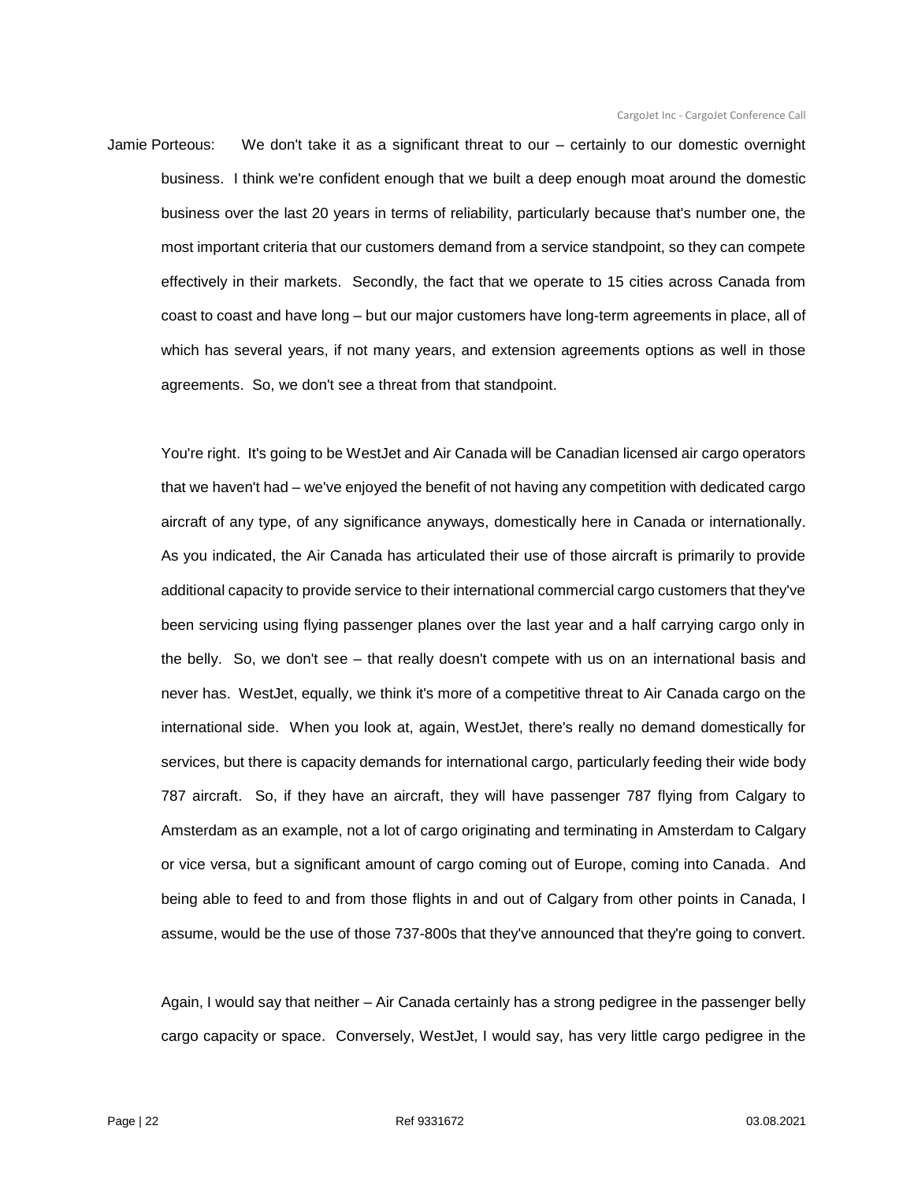Jamie Porteous: We don't take it as a significant threat to our – certainly to our domestic overnight business. I think we're confident enough that we built a deep enough moat around the domestic business over the last 20 years in terms of reliability, particularly because that's number one, the most important criteria that our customers demand from a service standpoint, so they can compete effectively in their markets. Secondly, the fact that we operate to 15 cities across Canada from coast to coast and have long – but our major customers have long-term agreements in place, all of which has several years, if not many years, and extension agreements options as well in those agreements. So, we don't see a threat from that standpoint.

You're right. It's going to be WestJet and Air Canada will be Canadian licensed air cargo operators that we haven't had – we've enjoyed the benefit of not having any competition with dedicated cargo aircraft of any type, of any significance anyways, domestically here in Canada or internationally. As you indicated, the Air Canada has articulated their use of those aircraft is primarily to provide additional capacity to provide service to their international commercial cargo customers that they've been servicing using flying passenger planes over the last year and a half carrying cargo only in the belly. So, we don't see – that really doesn't compete with us on an international basis and never has. WestJet, equally, we think it's more of a competitive threat to Air Canada cargo on the international side. When you look at, again, WestJet, there's really no demand domestically for services, but there is capacity demands for international cargo, particularly feeding their wide body 787 aircraft. So, if they have an aircraft, they will have passenger 787 flying from Calgary to Amsterdam as an example, not a lot of cargo originating and terminating in Amsterdam to Calgary or vice versa, but a significant amount of cargo coming out of Europe, coming into Canada. And being able to feed to and from those flights in and out of Calgary from other points in Canada, I assume, would be the use of those 737-800s that they've announced that they're going to convert.

Again, I would say that neither – Air Canada certainly has a strong pedigree in the passenger belly cargo capacity or space. Conversely, WestJet, I would say, has very little cargo pedigree in the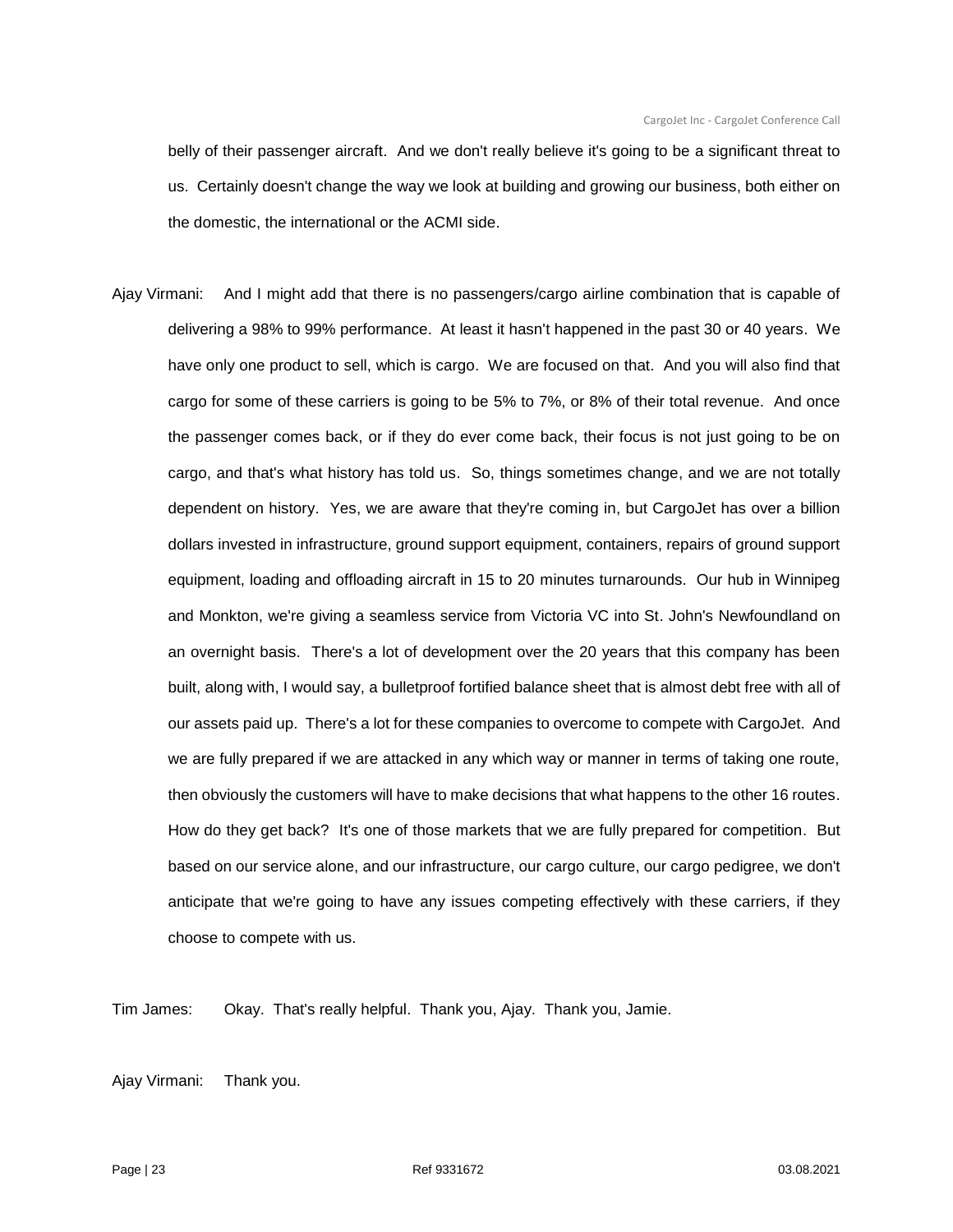belly of their passenger aircraft. And we don't really believe it's going to be a significant threat to us. Certainly doesn't change the way we look at building and growing our business, both either on the domestic, the international or the ACMI side.

Ajay Virmani: And I might add that there is no passengers/cargo airline combination that is capable of delivering a 98% to 99% performance. At least it hasn't happened in the past 30 or 40 years. We have only one product to sell, which is cargo. We are focused on that. And you will also find that cargo for some of these carriers is going to be 5% to 7%, or 8% of their total revenue. And once the passenger comes back, or if they do ever come back, their focus is not just going to be on cargo, and that's what history has told us. So, things sometimes change, and we are not totally dependent on history. Yes, we are aware that they're coming in, but CargoJet has over a billion dollars invested in infrastructure, ground support equipment, containers, repairs of ground support equipment, loading and offloading aircraft in 15 to 20 minutes turnarounds. Our hub in Winnipeg and Monkton, we're giving a seamless service from Victoria VC into St. John's Newfoundland on an overnight basis. There's a lot of development over the 20 years that this company has been built, along with, I would say, a bulletproof fortified balance sheet that is almost debt free with all of our assets paid up. There's a lot for these companies to overcome to compete with CargoJet. And we are fully prepared if we are attacked in any which way or manner in terms of taking one route, then obviously the customers will have to make decisions that what happens to the other 16 routes. How do they get back? It's one of those markets that we are fully prepared for competition. But based on our service alone, and our infrastructure, our cargo culture, our cargo pedigree, we don't anticipate that we're going to have any issues competing effectively with these carriers, if they choose to compete with us.

Tim James: Okay. That's really helpful. Thank you, Ajay. Thank you, Jamie.

Ajay Virmani: Thank you.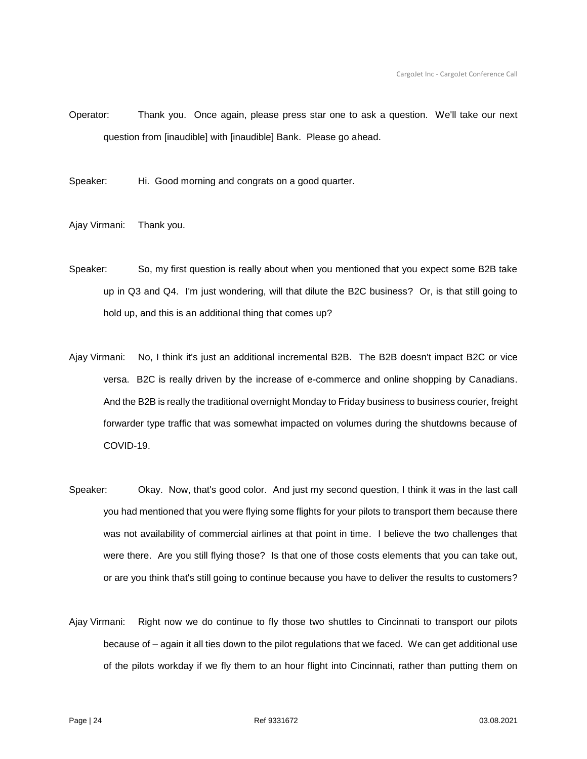Operator: Thank you. Once again, please press star one to ask a question. We'll take our next question from [inaudible] with [inaudible] Bank. Please go ahead.

Speaker: Hi. Good morning and congrats on a good quarter.

Ajay Virmani: Thank you.

Speaker: So, my first question is really about when you mentioned that you expect some B2B take up in Q3 and Q4. I'm just wondering, will that dilute the B2C business? Or, is that still going to hold up, and this is an additional thing that comes up?

Ajay Virmani: No, I think it's just an additional incremental B2B. The B2B doesn't impact B2C or vice versa. B2C is really driven by the increase of e-commerce and online shopping by Canadians. And the B2B is really the traditional overnight Monday to Friday business to business courier, freight forwarder type traffic that was somewhat impacted on volumes during the shutdowns because of COVID-19.

Speaker: Okay. Now, that's good color. And just my second question, I think it was in the last call you had mentioned that you were flying some flights for your pilots to transport them because there was not availability of commercial airlines at that point in time. I believe the two challenges that were there. Are you still flying those? Is that one of those costs elements that you can take out, or are you think that's still going to continue because you have to deliver the results to customers?

Ajay Virmani: Right now we do continue to fly those two shuttles to Cincinnati to transport our pilots because of – again it all ties down to the pilot regulations that we faced. We can get additional use of the pilots workday if we fly them to an hour flight into Cincinnati, rather than putting them on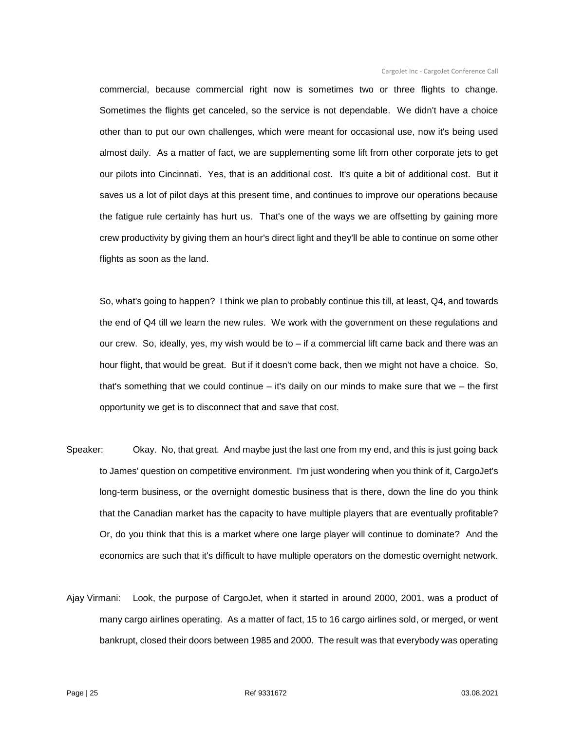commercial, because commercial right now is sometimes two or three flights to change. Sometimes the flights get canceled, so the service is not dependable. We didn't have a choice other than to put our own challenges, which were meant for occasional use, now it's being used almost daily. As a matter of fact, we are supplementing some lift from other corporate jets to get our pilots into Cincinnati. Yes, that is an additional cost. It's quite a bit of additional cost. But it saves us a lot of pilot days at this present time, and continues to improve our operations because the fatigue rule certainly has hurt us. That's one of the ways we are offsetting by gaining more crew productivity by giving them an hour's direct light and they'll be able to continue on some other flights as soon as the land.

So, what's going to happen? I think we plan to probably continue this till, at least, Q4, and towards the end of Q4 till we learn the new rules. We work with the government on these regulations and our crew. So, ideally, yes, my wish would be to – if a commercial lift came back and there was an hour flight, that would be great. But if it doesn't come back, then we might not have a choice. So, that's something that we could continue – it's daily on our minds to make sure that we – the first opportunity we get is to disconnect that and save that cost.

Speaker: Okay. No, that great. And maybe just the last one from my end, and this is just going back to James' question on competitive environment. I'm just wondering when you think of it, CargoJet's long-term business, or the overnight domestic business that is there, down the line do you think that the Canadian market has the capacity to have multiple players that are eventually profitable? Or, do you think that this is a market where one large player will continue to dominate? And the economics are such that it's difficult to have multiple operators on the domestic overnight network.

Ajay Virmani: Look, the purpose of CargoJet, when it started in around 2000, 2001, was a product of many cargo airlines operating. As a matter of fact, 15 to 16 cargo airlines sold, or merged, or went bankrupt, closed their doors between 1985 and 2000. The result was that everybody was operating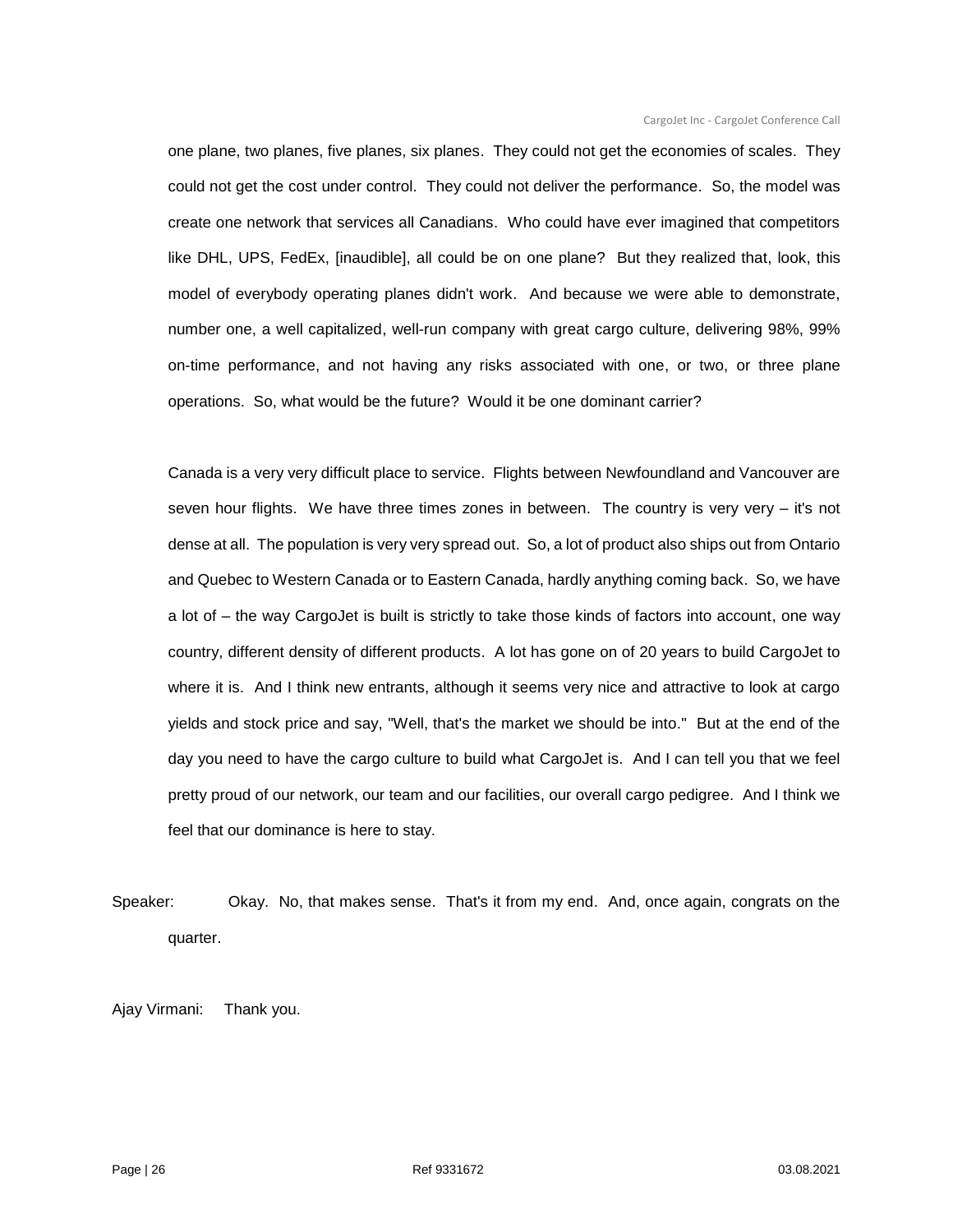one plane, two planes, five planes, six planes. They could not get the economies of scales. They could not get the cost under control. They could not deliver the performance. So, the model was create one network that services all Canadians. Who could have ever imagined that competitors like DHL, UPS, FedEx, [inaudible], all could be on one plane? But they realized that, look, this model of everybody operating planes didn't work. And because we were able to demonstrate, number one, a well capitalized, well-run company with great cargo culture, delivering 98%, 99% on-time performance, and not having any risks associated with one, or two, or three plane operations. So, what would be the future? Would it be one dominant carrier?

Canada is a very very difficult place to service. Flights between Newfoundland and Vancouver are seven hour flights. We have three times zones in between. The country is very very – it's not dense at all. The population is very very spread out. So, a lot of product also ships out from Ontario and Quebec to Western Canada or to Eastern Canada, hardly anything coming back. So, we have a lot of – the way CargoJet is built is strictly to take those kinds of factors into account, one way country, different density of different products. A lot has gone on of 20 years to build CargoJet to where it is. And I think new entrants, although it seems very nice and attractive to look at cargo yields and stock price and say, "Well, that's the market we should be into." But at the end of the day you need to have the cargo culture to build what CargoJet is. And I can tell you that we feel pretty proud of our network, our team and our facilities, our overall cargo pedigree. And I think we feel that our dominance is here to stay.

Speaker: Okay. No, that makes sense. That's it from my end. And, once again, congrats on the quarter.

Ajay Virmani: Thank you.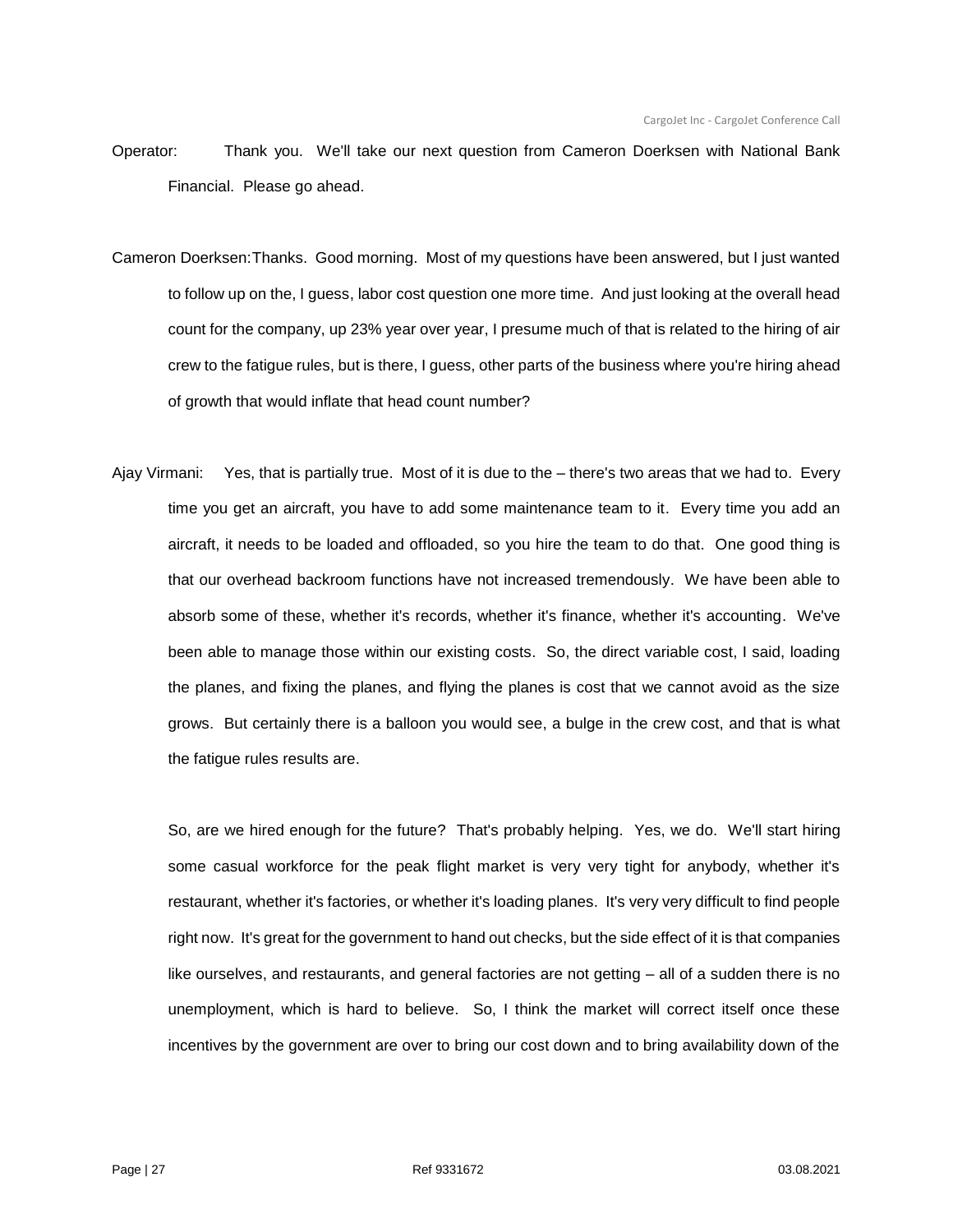Operator: Thank you. We'll take our next question from Cameron Doerksen with National Bank Financial. Please go ahead.

Cameron Doerksen: Thanks. Good morning. Most of my questions have been answered, but I just wanted to follow up on the, I guess, labor cost question one more time. And just looking at the overall head count for the company, up 23% year over year, I presume much of that is related to the hiring of air crew to the fatigue rules, but is there, I guess, other parts of the business where you're hiring ahead of growth that would inflate that head count number?

Ajay Virmani: Yes, that is partially true. Most of it is due to the – there's two areas that we had to. Every time you get an aircraft, you have to add some maintenance team to it. Every time you add an aircraft, it needs to be loaded and offloaded, so you hire the team to do that. One good thing is that our overhead backroom functions have not increased tremendously. We have been able to absorb some of these, whether it's records, whether it's finance, whether it's accounting. We've been able to manage those within our existing costs. So, the direct variable cost, I said, loading the planes, and fixing the planes, and flying the planes is cost that we cannot avoid as the size grows. But certainly there is a balloon you would see, a bulge in the crew cost, and that is what the fatigue rules results are.

So, are we hired enough for the future? That's probably helping. Yes, we do. We'll start hiring some casual workforce for the peak flight market is very very tight for anybody, whether it's restaurant, whether it's factories, or whether it's loading planes. It's very very difficult to find people right now. It's great for the government to hand out checks, but the side effect of it is that companies like ourselves, and restaurants, and general factories are not getting – all of a sudden there is no unemployment, which is hard to believe. So, I think the market will correct itself once these incentives by the government are over to bring our cost down and to bring availability down of the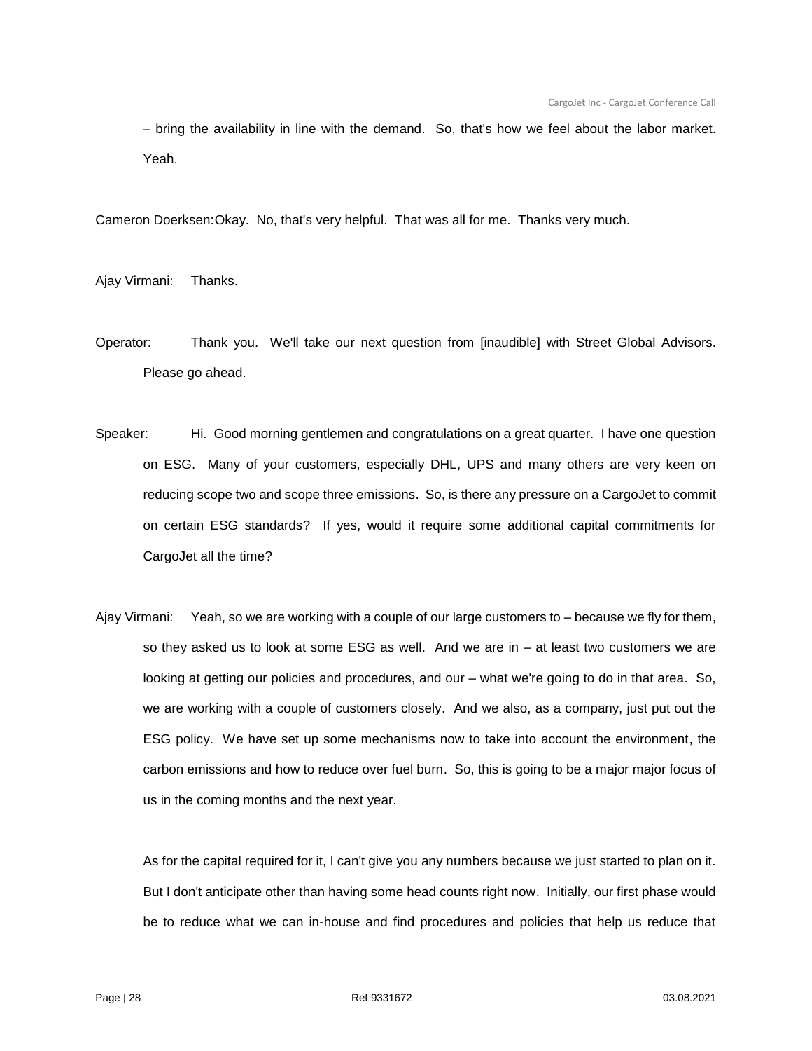– bring the availability in line with the demand. So, that's how we feel about the labor market. Yeah.

Cameron Doerksen: Okay. No, that's very helpful. That was all for me. Thanks very much.

Ajay Virmani: Thanks.

Operator: Thank you. We'll take our next question from [inaudible] with Street Global Advisors. Please go ahead.

Speaker: Hi. Good morning gentlemen and congratulations on a great quarter. I have one question on ESG. Many of your customers, especially DHL, UPS and many others are very keen on reducing scope two and scope three emissions. So, is there any pressure on a CargoJet to commit on certain ESG standards? If yes, would it require some additional capital commitments for CargoJet all the time?

Ajay Virmani: Yeah, so we are working with a couple of our large customers to – because we fly for them, so they asked us to look at some ESG as well. And we are in – at least two customers we are looking at getting our policies and procedures, and our – what we're going to do in that area. So, we are working with a couple of customers closely. And we also, as a company, just put out the ESG policy. We have set up some mechanisms now to take into account the environment, the carbon emissions and how to reduce over fuel burn. So, this is going to be a major major focus of us in the coming months and the next year.

As for the capital required for it, I can't give you any numbers because we just started to plan on it. But I don't anticipate other than having some head counts right now. Initially, our first phase would be to reduce what we can in-house and find procedures and policies that help us reduce that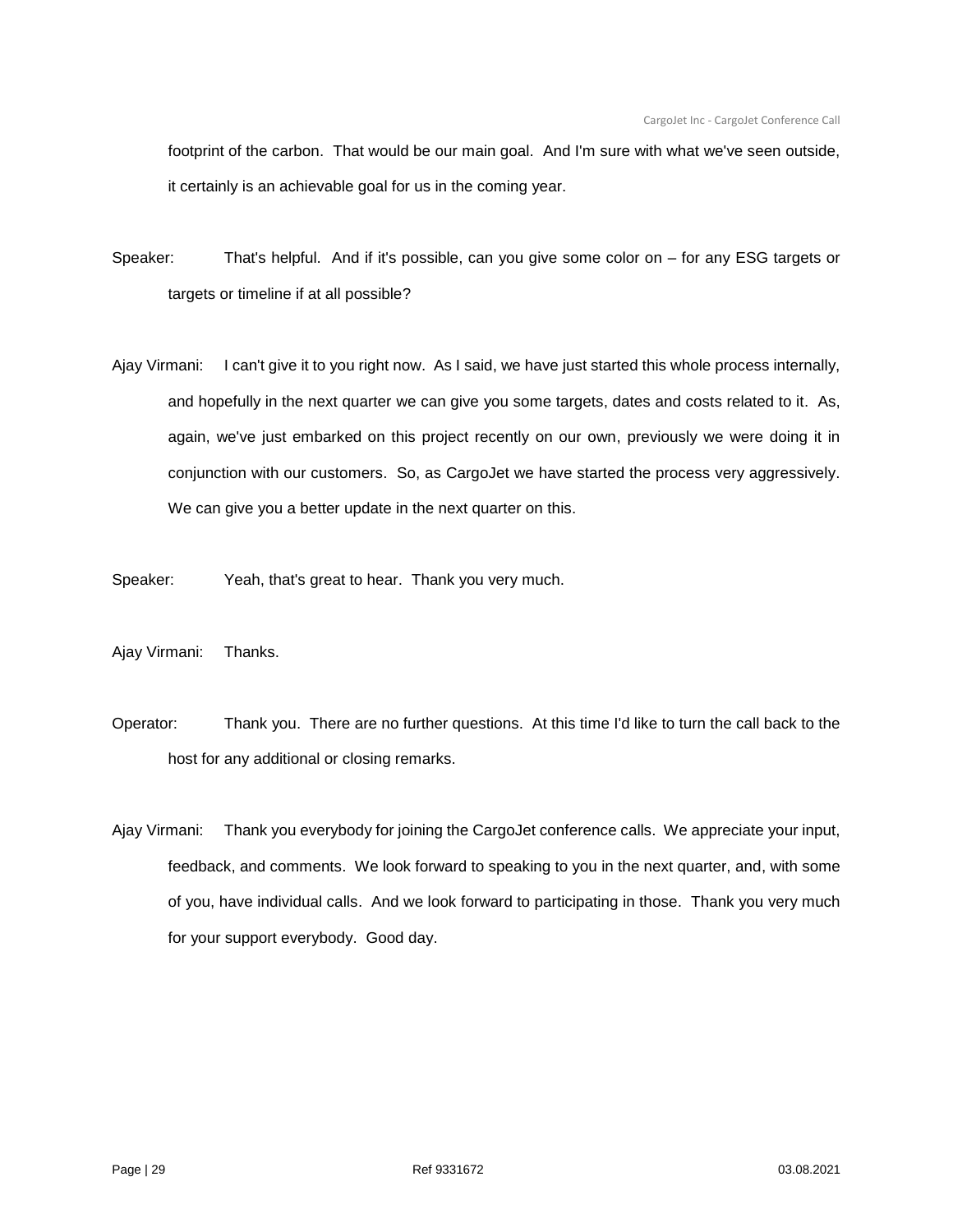footprint of the carbon. That would be our main goal. And I'm sure with what we've seen outside, it certainly is an achievable goal for us in the coming year.

Speaker: That's helpful. And if it's possible, can you give some color on – for any ESG targets or targets or timeline if at all possible?

Ajay Virmani: I can't give it to you right now. As I said, we have just started this whole process internally, and hopefully in the next quarter we can give you some targets, dates and costs related to it. As, again, we've just embarked on this project recently on our own, previously we were doing it in conjunction with our customers. So, as CargoJet we have started the process very aggressively. We can give you a better update in the next quarter on this.

Speaker: Yeah, that's great to hear. Thank you very much.

Ajay Virmani: Thanks.

Operator: Thank you. There are no further questions. At this time I'd like to turn the call back to the host for any additional or closing remarks.

Ajay Virmani: Thank you everybody for joining the CargoJet conference calls. We appreciate your input, feedback, and comments. We look forward to speaking to you in the next quarter, and, with some of you, have individual calls. And we look forward to participating in those. Thank you very much for your support everybody. Good day.